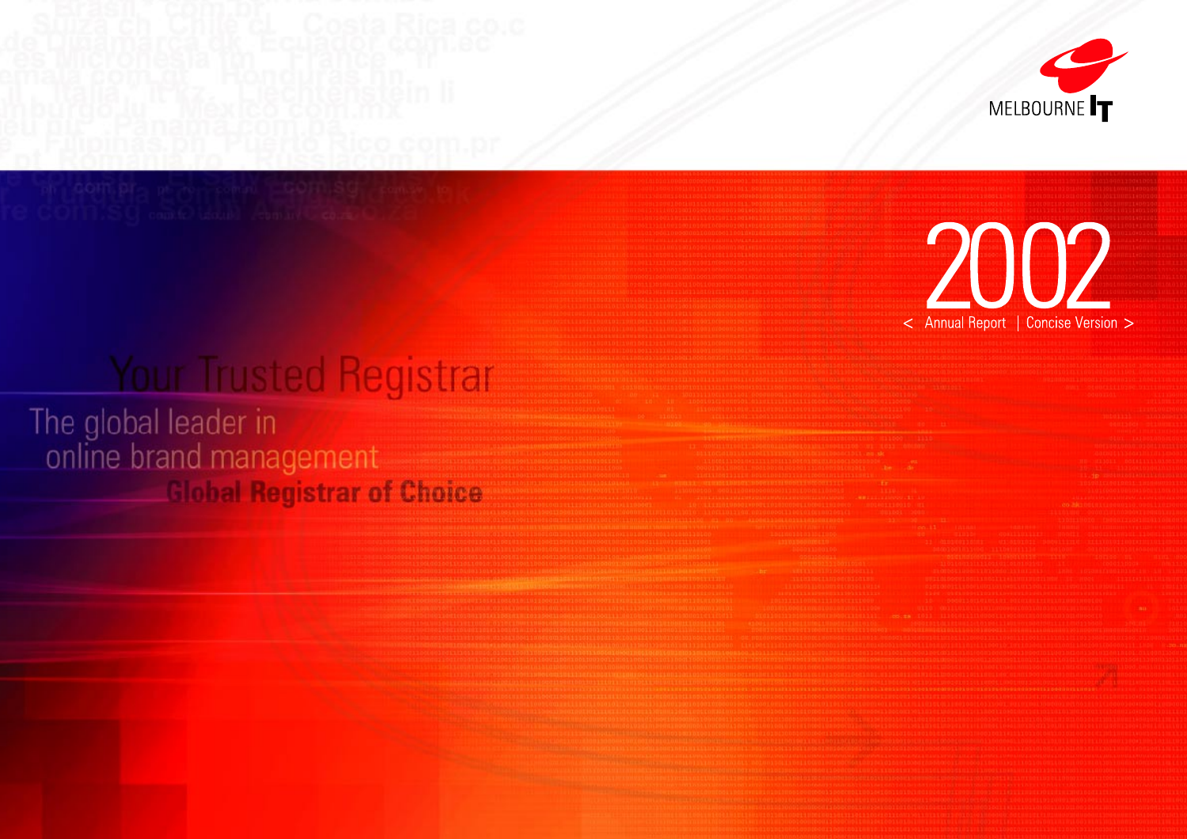MELBOURNE IT

# 2002

< Annual Report | Concise Version >

## Your Trusted Registrar

The global leader in online brand management

**Global Registrar of Choice**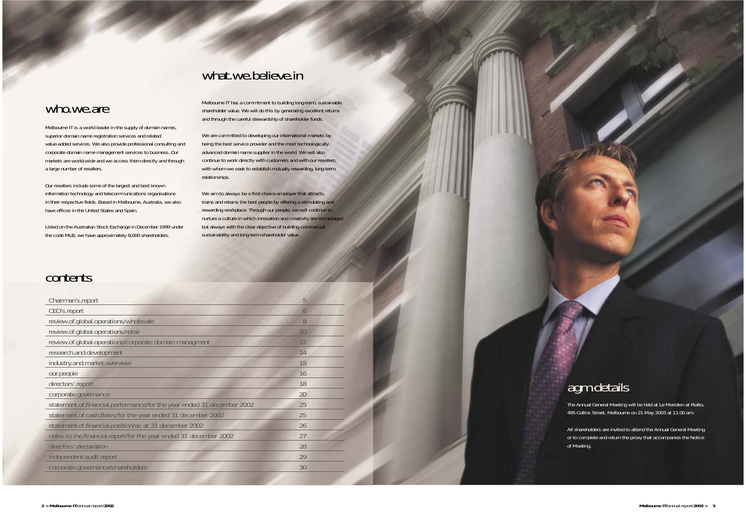## who.we.are

Melbourne IT is a world leader in the supply of domain names, superior domain name registration services and related value-added services. We also provide professional consulting and corporate domain name management services to business. Our markets are world-wide and we access them directly and through a large number of resellers.

Our resellers include some of the largest and best known information technology and telecommunications organisations in their respective fields. Based in Melbourne, Australia, we also have offices in the United States and Spain.

Listed on the Australian Stock Exchange in December 1999 under the code MLB, we have approximately 8,000 shareholders.

## what.we.believe.in

Melbourne IT has a commitment to building long-term, sustainable shareholder value. We will do this by generating excellent returns and through the careful stewardship of shareholder funds.

We are committed to developing our international markets by being the best service provider and the most technologically advanced domain name supplier in the world. We will also continue to work directly with customers and with our resellers, with whom we seek to establish mutually rewarding, long-term relationships.

We aim to always be a first-choice employer that attracts, trains and retains the best people by offering a stimulating and rewarding workplace. Through our people, we will continue to nurture a culture in which innovation and creativity are encouraged but always with the clear objective of building commercial sustainability and long-term shareholder value.

## contents

| | |
|---|---|
| Chairman's.report | 5 |
| CEO's.report | 6 |
| review.of.global.operations/wholesale | 8 |
| review.of.global.operations/retail | 10 |
| review.of.global.operations/corporate domain managment | 12 |
| research.and.development | 14 |
| industry.and.market.overview | 15 |
| our.people | 16 |
| directors'.report | 18 |
| corporate.governance | 20 |
| statement.of.financial.performance/for the year ended 31 december 2002 | 25 |
| statement.of.cash.flows/for the year ended 31 december 2002 | 25 |
| statement.of.financial.position/as at 31 december 2002 | 26 |
| notes.to.the.financial.report/for the year ended 31 december 2002 | 27 |
| directors'.declaration | 28 |
| independent.audit.report | 29 |
| corporate.governance/shareholders | 30 |

## agm.details

The Annual General Meeting will be held at Le Meridien at Rialto, 495 Collins Street, Melbourne on 21 May 2003 at 11.00 am.

All shareholders are invited to attend the Annual General Meeting or to complete and return the proxy that accompanies the Notice of Meeting.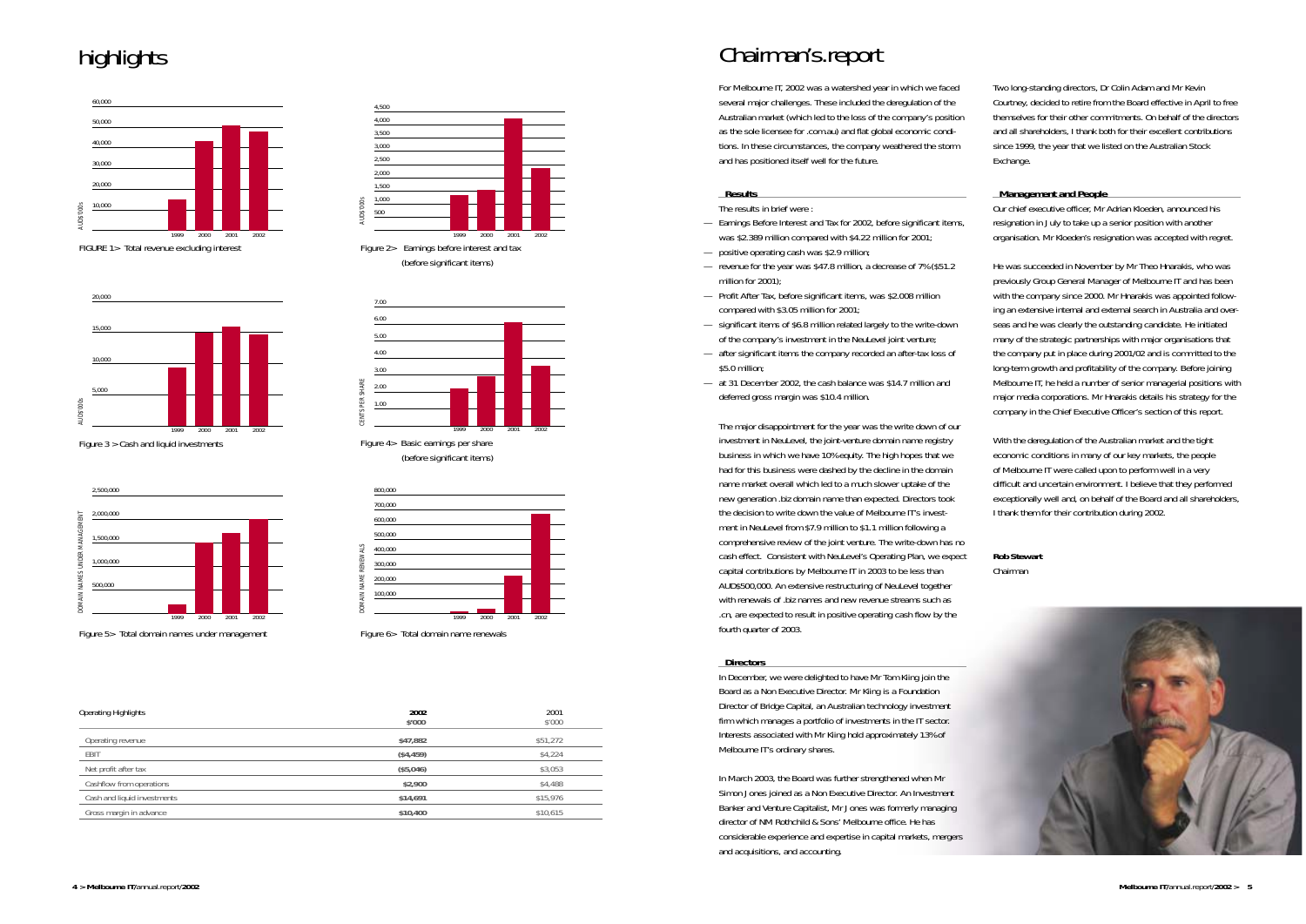# highlights

FIGURE 1> Total revenue excluding interest

Figure 2> Earnings before interest and tax (before significant items)

Figure 3 > Cash and liquid investments

Figure 4> Basic earnings per share (before significant items)

Figure 5> Total domain names under management

Figure 6> Total domain name renewals

| Operating Highlights | 2002 $'000 | 2001 $'000 |
|---|---|---|
| Operating revenue | $47,882 | $51,272 |
| EBIT | ($4,459) | $4,224 |
| Net profit after tax | ($5,046) | $3,053 |
| Cashflow from operations | $2,900 | $4,488 |
| Cash and liquid investments | $14,691 | $15,976 |
| Gross margin in advance | $10,400 | $10,615 |

# Chairman's.report

For Melbourne IT, 2002 was a watershed year in which we faced several major challenges. These included the deregulation of the Australian market (which led to the loss of the company's position as the sole licensee for .com.au) and flat global economic conditions. In these circumstances, the company weathered the storm and has positioned itself well for the future.

## Results

The results in brief were :

- Earnings Before Interest and Tax for 2002, before significant items, was $2.389 million compared with $4.22 million for 2001;
- positive operating cash was $2.9 million;
- revenue for the year was $47.8 million, a decrease of 7% ($51.2 million for 2001);
- Profit After Tax, before significant items, was $2.008 million compared with $3.05 million for 2001;
- significant items of $6.8 million related largely to the write-down of the company's investment in the NeuLevel joint venture;
- after significant items the company recorded an after-tax loss of $5.0 million;
- at 31 December 2002, the cash balance was $14.7 million and deferred gross margin was $10.4 million.

The major disappointment for the year was the write down of our investment in NeuLevel, the joint-venture domain name registry business in which we have 10% equity. The high hopes that we had for this business were dashed by the decline in the domain name market overall which led to a much slower uptake of the new generation .biz domain name than expected. Directors took the decision to write down the value of Melbourne IT's investment in NeuLevel from $7.9 million to $1.1 million following a comprehensive review of the joint venture. The write-down has no cash effect. Consistent with NeuLevel's Operating Plan, we expect capital contributions by Melbourne IT in 2003 to be less than AUD$500,000. An extensive restructuring of NeuLevel together with renewals of .biz names and new revenue streams such as .cn, are expected to result in positive operating cash flow by the fourth quarter of 2003.

## Directors

In December, we were delighted to have Mr Tom Kiing join the Board as a Non Executive Director. Mr Kiing is a Foundation Director of Bridge Capital, an Australian technology investment firm which manages a portfolio of investments in the IT sector. Interests associated with Mr Kiing hold approximately 13% of Melbourne IT's ordinary shares.

In March 2003, the Board was further strengthened when Mr Simon Jones joined as a Non Executive Director. An Investment Banker and Venture Capitalist, Mr Jones was formerly managing director of NM Rothchild & Sons' Melbourne office. He has considerable experience and expertise in capital markets, mergers and acquisitions, and accounting.

Two long-standing directors, Dr Colin Adam and Mr Kevin Courtney, decided to retire from the Board effective in April to free themselves for their other commitments. On behalf of the directors and all shareholders, I thank both for their excellent contributions since 1999, the year that we listed on the Australian Stock Exchange.

## Management and People

Our chief executive officer, Mr Adrian Kloeden, announced his resignation in July to take up a senior position with another organisation. Mr Kloeden's resignation was accepted with regret.

He was succeeded in November by Mr Theo Hnarakis, who was previously Group General Manager of Melbourne IT and has been with the company since 2000. Mr Hnarakis was appointed following an extensive internal and external search in Australia and overseas and he was clearly the outstanding candidate. He initiated many of the strategic partnerships with major organisations that the company put in place during 2001/02 and is committed to the long-term growth and profitability of the company. Before joining Melbourne IT, he held a number of senior managerial positions with major media corporations. Mr Hnarakis details his strategy for the company in the Chief Executive Officer's section of this report.

With the deregulation of the Australian market and the tight economic conditions in many of our key markets, the people of Melbourne IT were called upon to perform well in a very difficult and uncertain environment. I believe that they performed exceptionally well and, on behalf of the Board and all shareholders, I thank them for their contribution during 2002.

**Rob Stewart**
Chairman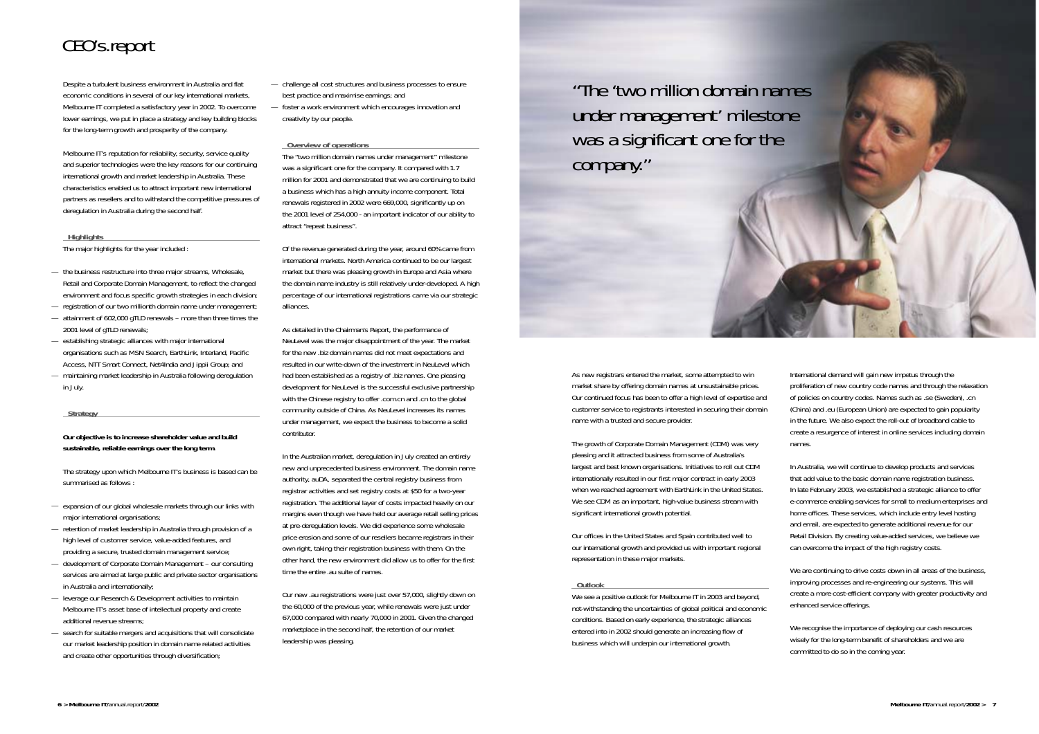# CEO's report

Despite a turbulent business environment in Australia and flat economic conditions in several of our key international markets, Melbourne IT completed a satisfactory year in 2002. To overcome lower earnings, we put in place a strategy and key building blocks for the long-term growth and prosperity of the company.

Melbourne IT's reputation for reliability, security, service quality and superior technologies were the key reasons for our continuing international growth and market leadership in Australia. These characteristics enabled us to attract important new international partners as resellers and to withstand the competitive pressures of deregulation in Australia during the second half.

### Highlights

The major highlights for the year included :

- the business restructure into three major streams, Wholesale, Retail and Corporate Domain Management, to reflect the changed environment and focus specific growth strategies in each division;
- registration of our two millionth domain name under management;
- attainment of 602,000 gTLD renewals – more than three times the 2001 level of gTLD renewals;
- establishing strategic alliances with major international organisations such as MSN Search, EarthLink, Interland, Pacific Access, NTT Smart Connect, Net4India and Jippii Group; and
- maintaining market leadership in Australia following deregulation in July.

### Strategy

**Our objective is to increase shareholder value and build sustainable, reliable earnings over the long term.**

The strategy upon which Melbourne IT's business is based can be summarised as follows :

- expansion of our global wholesale markets through our links with major international organisations;
- retention of market leadership in Australia through provision of a high level of customer service, value-added features, and providing a secure, trusted domain management service;
- development of Corporate Domain Management – our consulting services are aimed at large public and private sector organisations in Australia and internationally;
- leverage our Research & Development activities to maintain Melbourne IT's asset base of intellectual property and create additional revenue streams;
- search for suitable mergers and acquisitions that will consolidate our market leadership position in domain name related activities and create other opportunities through diversification;
- challenge all cost structures and business processes to ensure best practice and maximise earnings; and
- foster a work environment which encourages innovation and creativity by our people.

### Overview of operations

The "two million domain names under management" milestone was a significant one for the company. It compared with 1.7 million for 2001 and demonstrated that we are continuing to build a business which has a high annuity income component. Total renewals registered in 2002 were 669,000, significantly up on the 2001 level of 254,000 - an important indicator of our ability to attract "repeat business".

Of the revenue generated during the year, around 60% came from international markets. North America continued to be our largest market but there was pleasing growth in Europe and Asia where the domain name industry is still relatively under-developed. A high percentage of our international registrations came via our strategic alliances.

As detailed in the Chairman's Report, the performance of NeuLevel was the major disappointment of the year. The market for the new .biz domain names did not meet expectations and resulted in our write-down of the investment in NeuLevel which had been established as a registry of .biz names. One pleasing development for NeuLevel is the successful exclusive partnership with the Chinese registry to offer .com.cn and .cn to the global community outside of China. As NeuLevel increases its names under management, we expect the business to become a solid contributor.

In the Australian market, deregulation in July created an entirely new and unprecedented business environment. The domain name authority, auDA, separated the central registry business from registrar activities and set registry costs at $50 for a two-year registration. The additional layer of costs impacted heavily on our margins even though we have held our average retail selling prices at pre-deregulation levels. We did experience some wholesale price erosion and some of our resellers became registrars in their own right, taking their registration business with them. On the other hand, the new environment did allow us to offer for the first time the entire .au suite of names.

Our new .au registrations were just over 57,000, slightly down on the 60,000 of the previous year, while renewals were just under 67,000 compared with nearly 70,000 in 2001. Given the changed marketplace in the second half, the retention of our market leadership was pleasing.

"The 'two million domain names under management' milestone was a significant one for the company."

As new registrars entered the market, some attempted to win market share by offering domain names at unsustainable prices. Our continued focus has been to offer a high level of expertise and customer service to registrants interested in securing their domain name with a trusted and secure provider.

The growth of Corporate Domain Management (CDM) was very pleasing and it attracted business from some of Australia's largest and best known organisations. Initiatives to roll out CDM internationally resulted in our first major contract in early 2003 when we reached agreement with EarthLink in the United States. We see CDM as an important, high-value business stream with significant international growth potential.

Our offices in the United States and Spain contributed well to our international growth and provided us with important regional representation in these major markets.

### Outlook

We see a positive outlook for Melbourne IT in 2003 and beyond, not-withstanding the uncertainties of global political and economic conditions. Based on early experience, the strategic alliances entered into in 2002 should generate an increasing flow of business which will underpin our international growth.

International demand will gain new impetus through the proliferation of new country code names and through the relaxation of policies on country codes. Names such as .se (Sweden), .cn (China) and .eu (European Union) are expected to gain popularity in the future. We also expect the roll-out of broadband cable to create a resurgence of interest in online services including domain names.

In Australia, we will continue to develop products and services that add value to the basic domain name registration business. In late February 2003, we established a strategic alliance to offer e-commerce enabling services for small to medium enterprises and home offices. These services, which include entry level hosting and email, are expected to generate additional revenue for our Retail Division. By creating value-added services, we believe we can overcome the impact of the high registry costs.

We are continuing to drive costs down in all areas of the business, improving processes and re-engineering our systems. This will create a more cost-efficient company with greater productivity and enhanced service offerings.

We recognise the importance of deploying our cash resources wisely for the long-term benefit of shareholders and we are committed to do so in the coming year.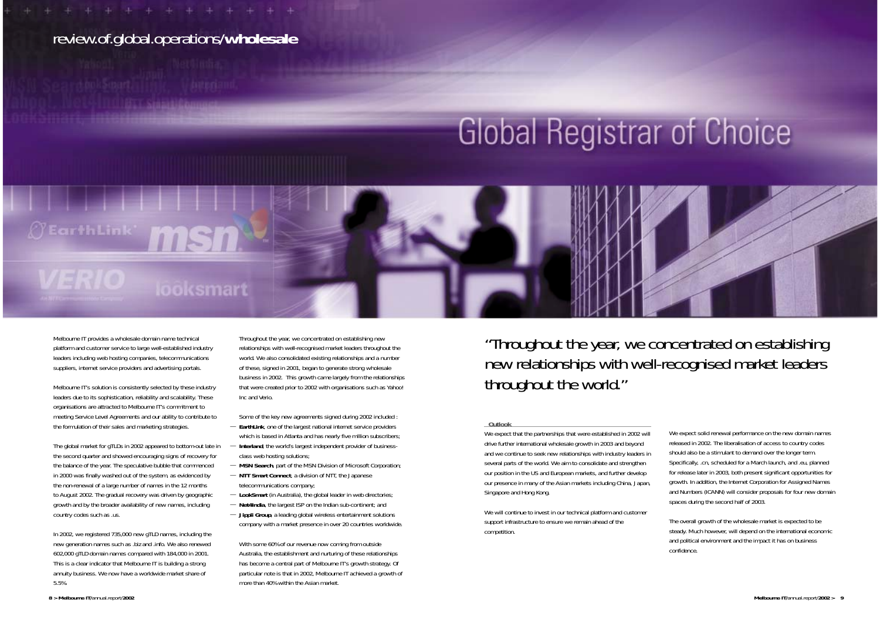review.of.global.operations/**wholesale**

# Global Registrar of Choice

Melbourne IT provides a wholesale domain name technical platform and customer service to large well-established industry leaders including web hosting companies, telecommunications suppliers, internet service providers and advertising portals.

Melbourne IT's solution is consistently selected by these industry leaders due to its sophistication, reliability and scalability. These organisations are attracted to Melbourne IT's commitment to meeting Service Level Agreements and our ability to contribute to the formulation of their sales and marketing strategies.

The global market for gTLDs in 2002 appeared to bottom-out late in the second quarter and showed encouraging signs of recovery for the balance of the year. The speculative bubble that commenced in 2000 was finally washed out of the system, as evidenced by the non-renewal of a large number of names in the 12 months to August 2002. The gradual recovery was driven by geographic growth and by the broader availability of new names, including country codes such as .us.

In 2002, we registered 735,000 new gTLD names, including the new generation names such as .biz and .info. We also renewed 602,000 gTLD domain names compared with 184,000 in 2001. This is a clear indicator that Melbourne IT is building a strong annuity business. We now have a worldwide market share of 5.5%.

Throughout the year, we concentrated on establishing new relationships with well-recognised market leaders throughout the world. We also consolidated existing relationships and a number of these, signed in 2001, began to generate strong wholesale business in 2002. This growth came largely from the relationships that were created prior to 2002 with organisations such as Yahoo! Inc and Verio.

Some of the key new agreements signed during 2002 included :

- **EarthLink**, one of the largest national internet service providers which is based in Atlanta and has nearly five million subscribers;
- **Interland**, the world's largest independent provider of business-class web hosting solutions;
- **MSN Search**, part of the MSN Division of Microsoft Corporation;
- **NTT Smart Connect**, a division of NTT, the Japanese telecommunications company;
- **LookSmart** (in Australia), the global leader in web directories;
- **Net4India**, the largest ISP on the Indian sub-continent; and
- **Jippii Group**, a leading global wireless entertainment solutions company with a market presence in over 20 countries worldwide.

With some 60% of our revenue now coming from outside Australia, the establishment and nurturing of these relationships has become a central part of Melbourne IT's growth strategy. Of particular note is that in 2002, Melbourne IT achieved a growth of more than 40% within the Asian market.

"Throughout the year, we concentrated on establishing new relationships with well-recognised market leaders throughout the world."

### Outlook

We expect that the partnerships that were established in 2002 will drive further international wholesale growth in 2003 and beyond and we continue to seek new relationships with industry leaders in several parts of the world. We aim to consolidate and strengthen our position in the US and European markets, and further develop our presence in many of the Asian markets including China, Japan, Singapore and Hong Kong.

We will continue to invest in our technical platform and customer support infrastructure to ensure we remain ahead of the competition.

We expect solid renewal performance on the new domain names released in 2002. The liberalisation of access to country codes should also be a stimulant to demand over the longer term. Specifically, .cn, scheduled for a March launch, and .eu, planned for release later in 2003, both present significant opportunities for growth. In addition, the Internet Corporation for Assigned Names and Numbers (ICANN) will consider proposals for four new domain spaces during the second half of 2003.

The overall growth of the wholesale market is expected to be steady. Much however, will depend on the international economic and political environment and the impact it has on business confidence.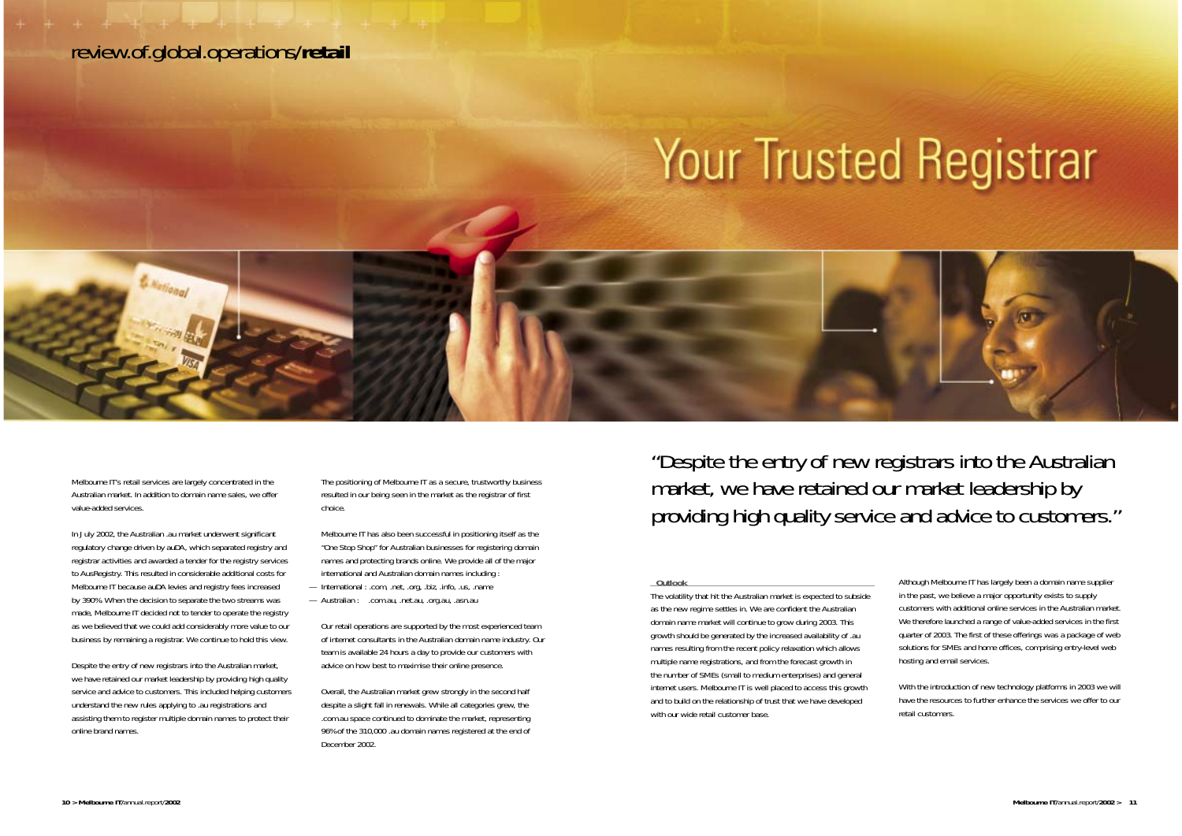# review.of.global.operations/**retail**

## Your Trusted Registrar

Melbourne IT's retail services are largely concentrated in the Australian market. In addition to domain name sales, we offer value-added services.

In July 2002, the Australian .au market underwent significant regulatory change driven by auDA, which separated registry and registrar activities and awarded a tender for the registry services to AusRegistry. This resulted in considerable additional costs for Melbourne IT because auDA levies and registry fees increased by 390%. When the decision to separate the two streams was made, Melbourne IT decided not to tender to operate the registry as we believed that we could add considerably more value to our business by remaining a registrar. We continue to hold this view.

Despite the entry of new registrars into the Australian market, we have retained our market leadership by providing high quality service and advice to customers. This included helping customers understand the new rules applying to .au registrations and assisting them to register multiple domain names to protect their online brand names.

The positioning of Melbourne IT as a secure, trustworthy business resulted in our being seen in the market as the registrar of first choice.

Melbourne IT has also been successful in positioning itself as the "One Stop Shop" for Australian businesses for registering domain names and protecting brands online. We provide all of the major international and Australian domain names including :

- International : .com, .net, .org, .biz, .info, .us, .name
- Australian : .com.au, .net.au, .org.au, .asn.au

Our retail operations are supported by the most experienced team of internet consultants in the Australian domain name industry. Our team is available 24 hours a day to provide our customers with advice on how best to maximise their online presence.

Overall, the Australian market grew strongly in the second half despite a slight fall in renewals. While all categories grew, the .com.au space continued to dominate the market, representing 96% of the 310,000 .au domain names registered at the end of December 2002.

> "Despite the entry of new registrars into the Australian market, we have retained our market leadership by providing high quality service and advice to customers."

### Outlook

The volatility that hit the Australian market is expected to subside as the new regime settles in. We are confident the Australian domain name market will continue to grow during 2003. This growth should be generated by the increased availability of .au names resulting from the recent policy relaxation which allows multiple name registrations, and from the forecast growth in the number of SMEs (small to medium enterprises) and general internet users. Melbourne IT is well placed to access this growth and to build on the relationship of trust that we have developed with our wide retail customer base.

Although Melbourne IT has largely been a domain name supplier in the past, we believe a major opportunity exists to supply customers with additional online services in the Australian market. We therefore launched a range of value-added services in the first quarter of 2003. The first of these offerings was a package of web solutions for SMEs and home offices, comprising entry-level web hosting and email services.

With the introduction of new technology platforms in 2003 we will have the resources to further enhance the services we offer to our retail customers.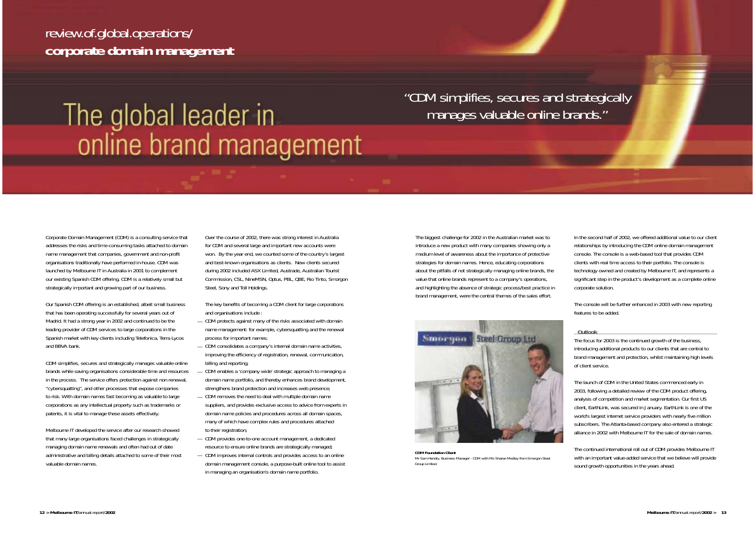review.of.global.operations/
**corporate domain management**

# The global leader in online brand management

> "CDM simplifies, secures and strategically manages valuable online brands."

Corporate Domain Management (CDM) is a consulting service that addresses the risks and time-consuming tasks attached to domain name management that companies, government and non-profit organisations traditionally have performed in-house. CDM was launched by Melbourne IT in Australia in 2001 to complement our existing Spanish CDM offering. CDM is a relatively small but strategically important and growing part of our business.

Our Spanish CDM offering is an established, albeit small business that has been operating successfully for several years out of Madrid. It had a strong year in 2002 and continued to be the leading provider of CDM services to large corporations in the Spanish market with key clients including Telefonica, Terra Lycos and BBVA bank.

CDM simplifies, secures and strategically manages valuable online brands while saving organisations considerable time and resources in the process. The service offers protection against non renewal, "cybersquatting", and other processes that expose companies to risk. With domain names fast becoming as valuable to large corporations as any intellectual property such as trademarks or patents, it is vital to manage these assets effectively.

Melbourne IT developed the service after our research showed that many large organisations faced challenges in strategically managing domain name renewals and often had out of date administrative and billing details attached to some of their most valuable domain names.

Over the course of 2002, there was strong interest in Australia for CDM and several large and important new accounts were won. By the year end, we counted some of the country's largest and best-known organisations as clients. New clients secured during 2002 included ASX Limited, Austrade, Australian Tourist Commission, CSL, NineMSN, Optus, PBL, QBE, Rio Tinto, Smorgon Steel, Sony and Toll Holdings.

The key benefits of becoming a CDM client for large corporations and organisations include :

- CDM protects against many of the risks associated with domain name management: for example, cybersquatting and the renewal process for important names;
- CDM consolidates a company's internal domain name activities, improving the efficiency of registration, renewal, communication, billing and reporting;
- CDM enables a 'company wide' strategic approach to managing a domain name portfolio, and thereby enhances brand development, strengthens brand protection and increases web presence;
- CDM removes the need to deal with multiple domain name suppliers, and provides exclusive access to advice from experts in domain name policies and procedures across all domain spaces, many of which have complex rules and procedures attached to their registration;
- CDM provides one-to-one account management, a dedicated resource to ensure online brands are strategically managed;
- CDM improves internal controls and provides access to an online domain management console, a purpose-built online tool to assist in managing an organisation's domain name portfolio.

The biggest challenge for 2002 in the Australian market was to introduce a new product with many companies showing only a medium level of awareness about the importance of protective strategies for domain names. Hence, educating corporations about the pitfalls of not strategically managing online brands, the value that online brands represent to a company's operations, and highlighting the absence of strategic process/best practice in brand management, were the central themes of the sales effort.

**CDM Foundation Client**
Mr Sam Hendry, Business Manager - CDM with Ms Sharee Medley from Smorgon Steel Group Limited.

In the second half of 2002, we offered additional value to our client relationships by introducing the CDM online domain management console. The console is a web-based tool that provides CDM clients with real time access to their portfolio. The console is technology owned and created by Melbourne IT, and represents a significant step in the product's development as a complete online corporate solution.

The console will be further enhanced in 2003 with new reporting features to be added.

## Outlook

The focus for 2003 is the continued growth of the business, introducing additional products to our clients that are central to brand management and protection, whilst maintaining high levels of client service.

The launch of CDM in the United States commenced early in 2003, following a detailed review of the CDM product offering, analysis of competition and market segmentation. Our first US client, EarthLink, was secured in January. EarthLink is one of the world's largest internet service providers with nearly five million subscribers. The Atlanta-based company also entered a strategic alliance in 2002 with Melbourne IT for the sale of domain names.

The continued international roll out of CDM provides Melbourne IT with an important value-added service that we believe will provide sound growth opportunities in the years ahead.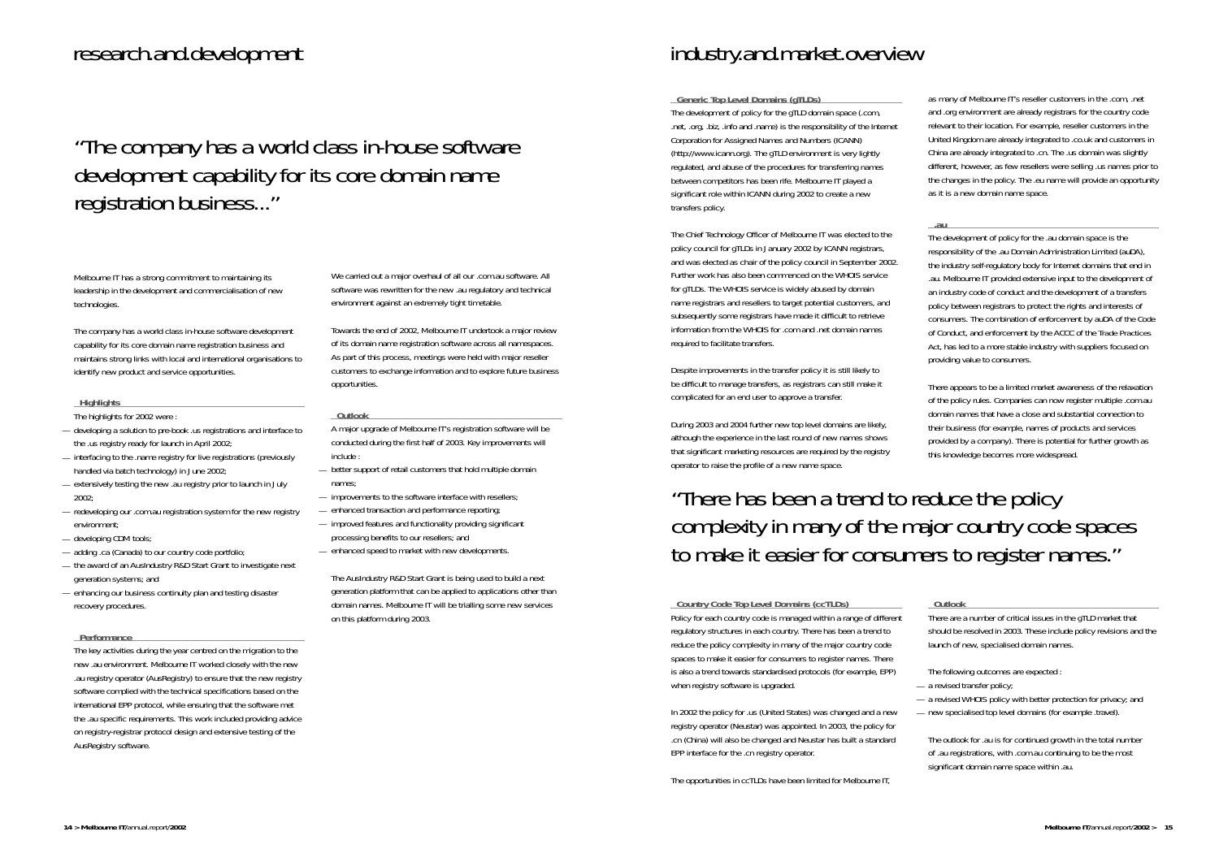# research.and.development

## "The company has a world class in-house software development capability for its core domain name registration business..."

Melbourne IT has a strong commitment to maintaining its leadership in the development and commercialisation of new technologies.

The company has a world class in-house software development capability for its core domain name registration business and maintains strong links with local and international organisations to identify new product and service opportunities.

### Highlights

The highlights for 2002 were :

- developing a solution to pre-book .us registrations and interface to the .us registry ready for launch in April 2002;
- interfacing to the .name registry for live registrations (previously handled via batch technology) in June 2002;
- extensively testing the new .au registry prior to launch in July 2002;
- redeveloping our .com.au registration system for the new registry environment;
- developing CDM tools;
- adding .ca (Canada) to our country code portfolio;
- the award of an AusIndustry R&D Start Grant to investigate next generation systems; and
- enhancing our business continuity plan and testing disaster recovery procedures.

### Performance

The key activities during the year centred on the migration to the new .au environment. Melbourne IT worked closely with the new .au registry operator (AusRegistry) to ensure that the new registry software complied with the technical specifications based on the international EPP protocol, while ensuring that the software met the .au specific requirements. This work included providing advice on registry-registrar protocol design and extensive testing of the AusRegistry software.

We carried out a major overhaul of all our .com.au software. All software was rewritten for the new .au regulatory and technical environment against an extremely tight timetable.

Towards the end of 2002, Melbourne IT undertook a major review of its domain name registration software across all namespaces. As part of this process, meetings were held with major reseller customers to exchange information and to explore future business opportunities.

### Outlook

A major upgrade of Melbourne IT's registration software will be conducted during the first half of 2003. Key improvements will include :

- better support of retail customers that hold multiple domain names;
- improvements to the software interface with resellers;
- enhanced transaction and performance reporting;
- improved features and functionality providing significant processing benefits to our resellers; and
- enhanced speed to market with new developments.

The AusIndustry R&D Start Grant is being used to build a next generation platform that can be applied to applications other than domain names. Melbourne IT will be trialling some new services on this platform during 2003.

# industry.and.market.overview

### Generic Top Level Domains (gTLDs)

The development of policy for the gTLD domain space (.com, .net, .org, .biz, .info and .name) is the responsibility of the Internet Corporation for Assigned Names and Numbers (ICANN) (http://www.icann.org). The gTLD environment is very lightly regulated, and abuse of the procedures for transferring names between competitors has been rife. Melbourne IT played a significant role within ICANN during 2002 to create a new transfers policy.

The Chief Technology Officer of Melbourne IT was elected to the policy council for gTLDs in January 2002 by ICANN registrars, and was elected as chair of the policy council in September 2002. Further work has also been commenced on the WHOIS service for gTLDs. The WHOIS service is widely abused by domain name registrars and resellers to target potential customers, and subsequently some registrars have made it difficult to retrieve information from the WHOIS for .com and .net domain names required to facilitate transfers.

Despite improvements in the transfer policy it is still likely to be difficult to manage transfers, as registrars can still make it complicated for an end user to approve a transfer.

During 2003 and 2004 further new top level domains are likely, although the experience in the last round of new names shows that significant marketing resources are required by the registry operator to raise the profile of a new name space.

## "There has been a trend to reduce the policy complexity in many of the major country code spaces to make it easier for consumers to register names."

### Country Code Top Level Domains (ccTLDs)

Policy for each country code is managed within a range of different regulatory structures in each country. There has been a trend to reduce the policy complexity in many of the major country code spaces to make it easier for consumers to register names. There is also a trend towards standardised protocols (for example, EPP) when registry software is upgraded.

In 2002 the policy for .us (United States) was changed and a new registry operator (Neustar) was appointed. In 2003, the policy for .cn (China) will also be changed and Neustar has built a standard EPP interface for the .cn registry operator.

The opportunities in ccTLDs have been limited for Melbourne IT, as many of Melbourne IT's reseller customers in the .com, .net and .org environment are already registrars for the country code relevant to their location. For example, reseller customers in the United Kingdom are already integrated to .co.uk and customers in China are already integrated to .cn. The .us domain was slightly different, however, as few resellers were selling .us names prior to the changes in the policy. The .eu name will provide an opportunity as it is a new domain name space.

### .au

The development of policy for the .au domain space is the responsibility of the .au Domain Administration Limited (auDA), the industry self-regulatory body for Internet domains that end in .au. Melbourne IT provided extensive input to the development of an industry code of conduct and the development of a transfers policy between registrars to protect the rights and interests of consumers. The combination of enforcement by auDA of the Code of Conduct, and enforcement by the ACCC of the Trade Practices Act, has led to a more stable industry with suppliers focused on providing value to consumers.

There appears to be a limited market awareness of the relaxation of the policy rules. Companies can now register multiple .com.au domain names that have a close and substantial connection to their business (for example, names of products and services provided by a company). There is potential for further growth as this knowledge becomes more widespread.

### Outlook

There are a number of critical issues in the gTLD market that should be resolved in 2003. These include policy revisions and the launch of new, specialised domain names.

The following outcomes are expected :

- a revised transfer policy;
- a revised WHOIS policy with better protection for privacy; and
- new specialised top level domains (for example .travel).

The outlook for .au is for continued growth in the total number of .au registrations, with .com.au continuing to be the most significant domain name space within .au.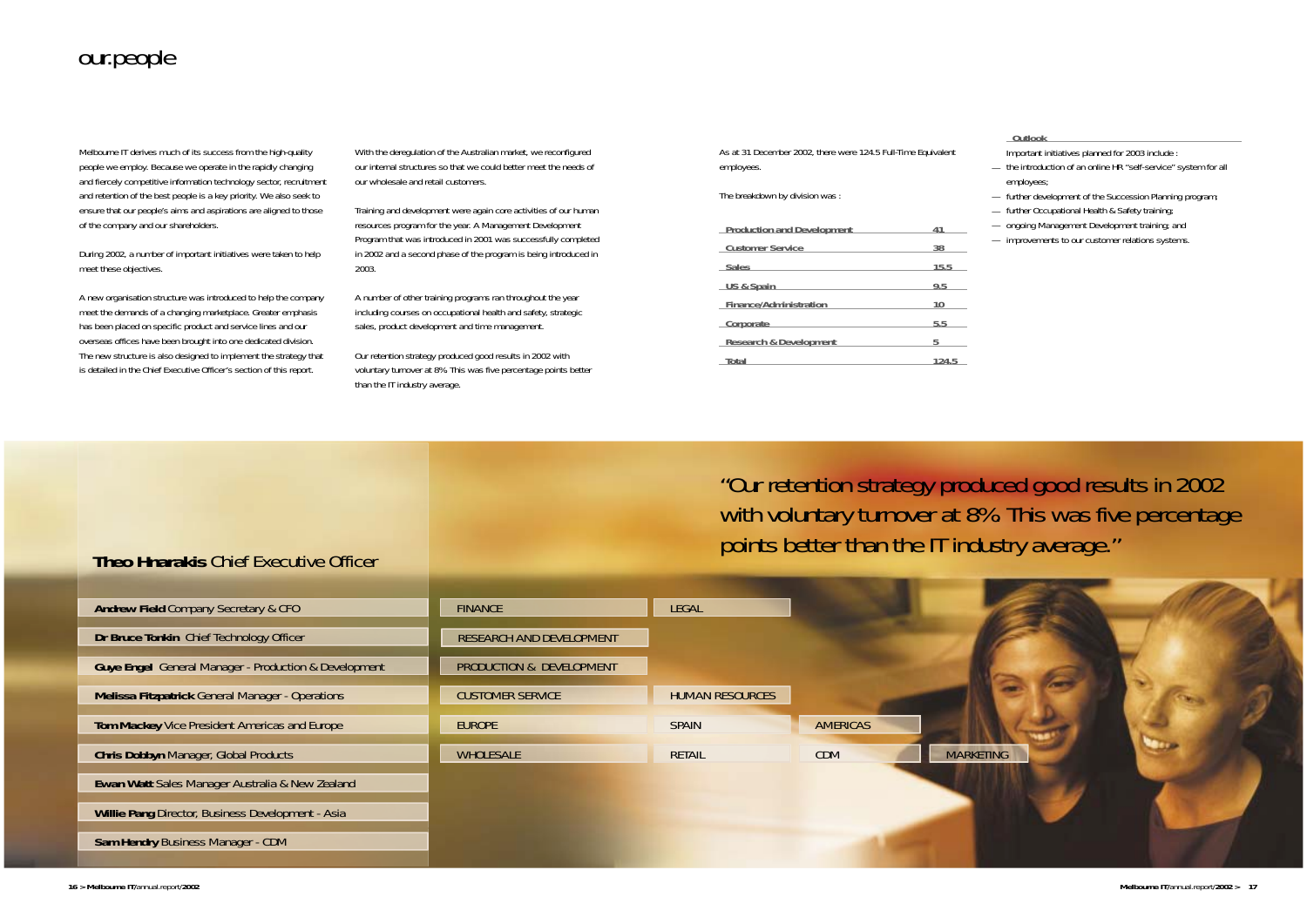# our.people

Melbourne IT derives much of its success from the high-quality people we employ. Because we operate in the rapidly changing and fiercely competitive information technology sector, recruitment and retention of the best people is a key priority. We also seek to ensure that our people's aims and aspirations are aligned to those of the company and our shareholders.

During 2002, a number of important initiatives were taken to help meet these objectives.

A new organisation structure was introduced to help the company meet the demands of a changing marketplace. Greater emphasis has been placed on specific product and service lines and our overseas offices have been brought into one dedicated division. The new structure is also designed to implement the strategy that is detailed in the Chief Executive Officer's section of this report.

With the deregulation of the Australian market, we reconfigured our internal structures so that we could better meet the needs of our wholesale and retail customers.

Training and development were again core activities of our human resources program for the year. A Management Development Program that was introduced in 2001 was successfully completed in 2002 and a second phase of the program is being introduced in 2003.

A number of other training programs ran throughout the year including courses on occupational health and safety, strategic sales, product development and time management.

Our retention strategy produced good results in 2002 with voluntary turnover at 8%. This was five percentage points better than the IT industry average.

As at 31 December 2002, there were 124.5 Full-Time Equivalent employees.

The breakdown by division was :

| Division | FTE |
|---|---|
| Production and Development | 41 |
| Customer Service | 38 |
| Sales | 15.5 |
| US & Spain | 9.5 |
| Finance/Administration | 10 |
| Corporate | 5.5 |
| Research & Development | 5 |
| Total | 124.5 |

**Outlook**

Important initiatives planned for 2003 include :

- the introduction of an online HR "self-service" system for all employees;
- further development of the Succession Planning program;
- further Occupational Health & Safety training;
- ongoing Management Development training; and
- improvements to our customer relations systems.

"Our retention strategy produced good results in 2002 with voluntary turnover at 8%. This was five percentage points better than the IT industry average."

**Theo Hnarakis** Chief Executive Officer

**Andrew Field** Company Secretary & CFO

**Dr Bruce Tonkin** Chief Technology Officer

**Guye Engel** General Manager - Production & Development

**Melissa Fitzpatrick** General Manager - Operations

**Tom Mackey** Vice President Americas and Europe

**Chris Dobbyn** Manager, Global Products

**Ewan Watt** Sales Manager Australia & New Zealand

**Willie Pang** Director, Business Development - Asia

**Sam Hendry** Business Manager - CDM

FINANCE | LEGAL

RESEARCH AND DEVELOPMENT

PRODUCTION & DEVELOPMENT

CUSTOMER SERVICE | HUMAN RESOURCES

EUROPE | SPAIN | AMERICAS

WHOLESALE | RETAIL | CDM | MARKETING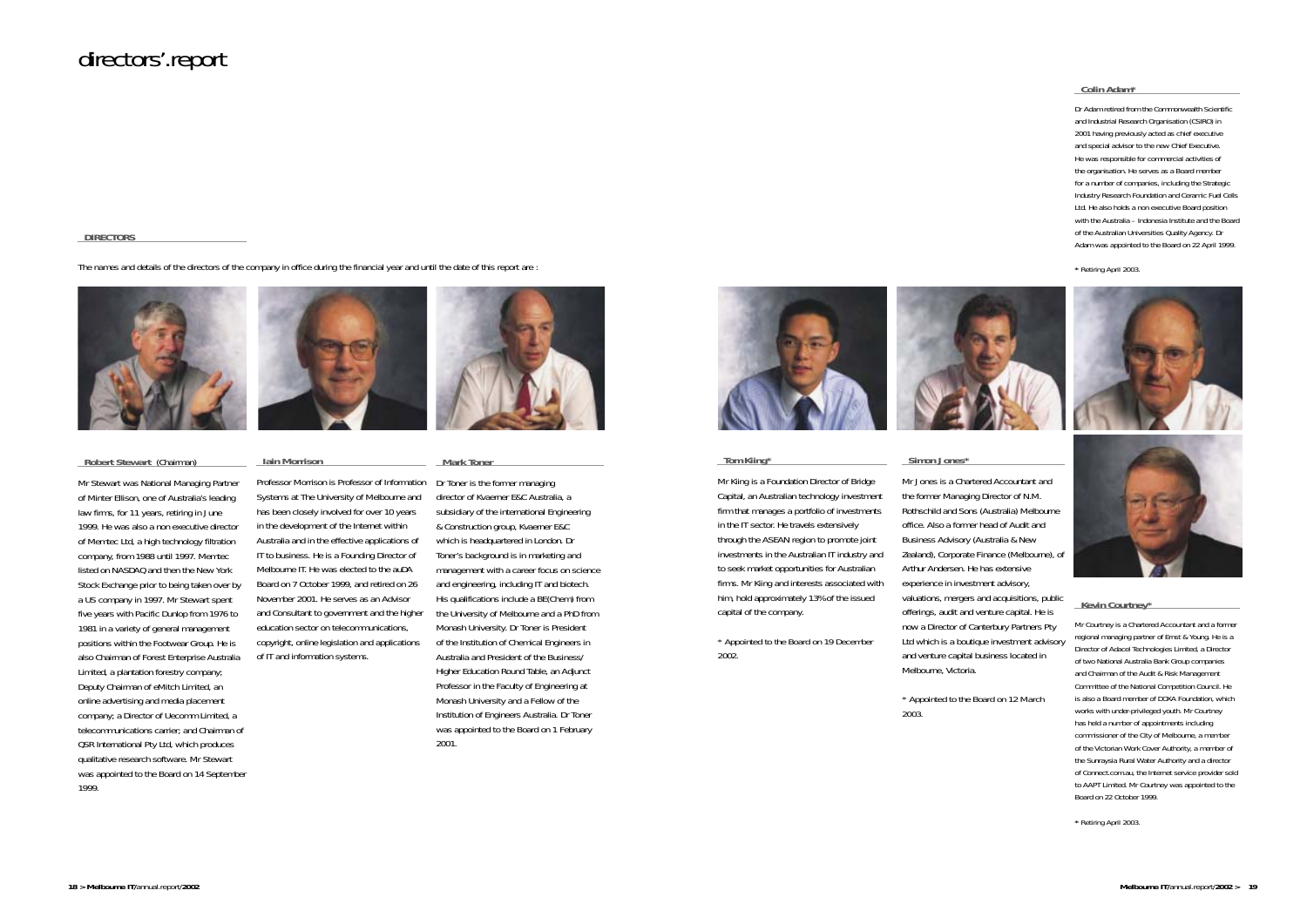# directors'.report

## DIRECTORS

The names and details of the directors of the company in office during the financial year and until the date of this report are :

### Robert Stewart (Chairman)

Mr Stewart was National Managing Partner of Minter Ellison, one of Australia's leading law firms, for 11 years, retiring in June 1999. He was also a non executive director of Memtec Ltd, a high technology filtration company, from 1988 until 1997. Memtec listed on NASDAQ and then the New York Stock Exchange prior to being taken over by a US company in 1997. Mr Stewart spent five years with Pacific Dunlop from 1976 to 1981 in a variety of general management positions within the Footwear Group. He is also Chairman of Forest Enterprise Australia Limited, a plantation forestry company; Deputy Chairman of eMitch Limited, an online advertising and media placement company; a Director of Uecomm Limited, a telecommunications carrier; and Chairman of QSR International Pty Ltd, which produces qualitative research software. Mr Stewart was appointed to the Board on 14 September 1999.

### Iain Morrison

Professor Morrison is Professor of Information Systems at The University of Melbourne and has been closely involved for over 10 years in the development of the Internet within Australia and in the effective applications of IT to business. He is a Founding Director of Melbourne IT. He was elected to the auDA Board on 7 October 1999, and retired on 26 November 2001. He serves as an Advisor and Consultant to government and the higher education sector on telecommunications, copyright, online legislation and applications of IT and information systems.

### Mark Toner

Dr Toner is the former managing director of Kvaerner E&C Australia, a subsidiary of the international Engineering & Construction group, Kvaerner E&C which is headquartered in London. Dr Toner's background is in marketing and management with a career focus on science and engineering, including IT and biotech. His qualifications include a BE(Chem) from the University of Melbourne and a PhD from Monash University. Dr Toner is President of the Institution of Chemical Engineers in Australia and President of the Business/ Higher Education Round Table, an Adjunct Professor in the Faculty of Engineering at Monash University and a Fellow of the Institution of Engineers Australia. Dr Toner was appointed to the Board on 1 February 2001.

### Tom Kiing*

Mr Kiing is a Foundation Director of Bridge Capital, an Australian technology investment firm that manages a portfolio of investments in the IT sector. He travels extensively through the ASEAN region to promote joint investments in the Australian IT industry and to seek market opportunities for Australian firms. Mr Kiing and interests associated with him, hold approximately 13% of the issued capital of the company.

\* Appointed to the Board on 19 December 2002.

### Simon Jones*

Mr Jones is a Chartered Accountant and the former Managing Director of N.M. Rothschild and Sons (Australia) Melbourne office. Also a former head of Audit and Business Advisory (Australia & New Zealand), Corporate Finance (Melbourne), of Arthur Andersen. He has extensive experience in investment advisory, valuations, mergers and acquisitions, public offerings, audit and venture capital. He is now a Director of Canterbury Partners Pty Ltd which is a boutique investment advisory and venture capital business located in Melbourne, Victoria.

\* Appointed to the Board on 12 March 2003.

### Colin Adam*

Dr Adam retired from the Commonwealth Scientific and Industrial Research Organisation (CSIRO) in 2001 having previously acted as chief executive and special advisor to the new Chief Executive. He was responsible for commercial activities of the organisation. He serves as a Board member for a number of companies, including the Strategic Industry Research Foundation and Ceramic Fuel Cells Ltd. He also holds a non executive Board position with the Australia – Indonesia Institute and the Board of the Australian Universities Quality Agency. Dr Adam was appointed to the Board on 22 April 1999.

\* Retiring April 2003.

### Kevin Courtney*

Mr Courtney is a Chartered Accountant and a former regional managing partner of Ernst & Young. He is a Director of Adacel Technologies Limited, a Director of two National Australia Bank Group companies and Chairman of the Audit & Risk Management Committee of the National Competition Council. He is also a Board member of DOXA Foundation, which works with under-privileged youth. Mr Courtney has held a number of appointments including commissioner of the City of Melbourne, a member of the Victorian Work Cover Authority, a member of the Sunraysia Rural Water Authority and a director of Connect.com.au, the Internet service provider sold to AAPT Limited. Mr Courtney was appointed to the Board on 22 October 1999.

\* Retiring April 2003.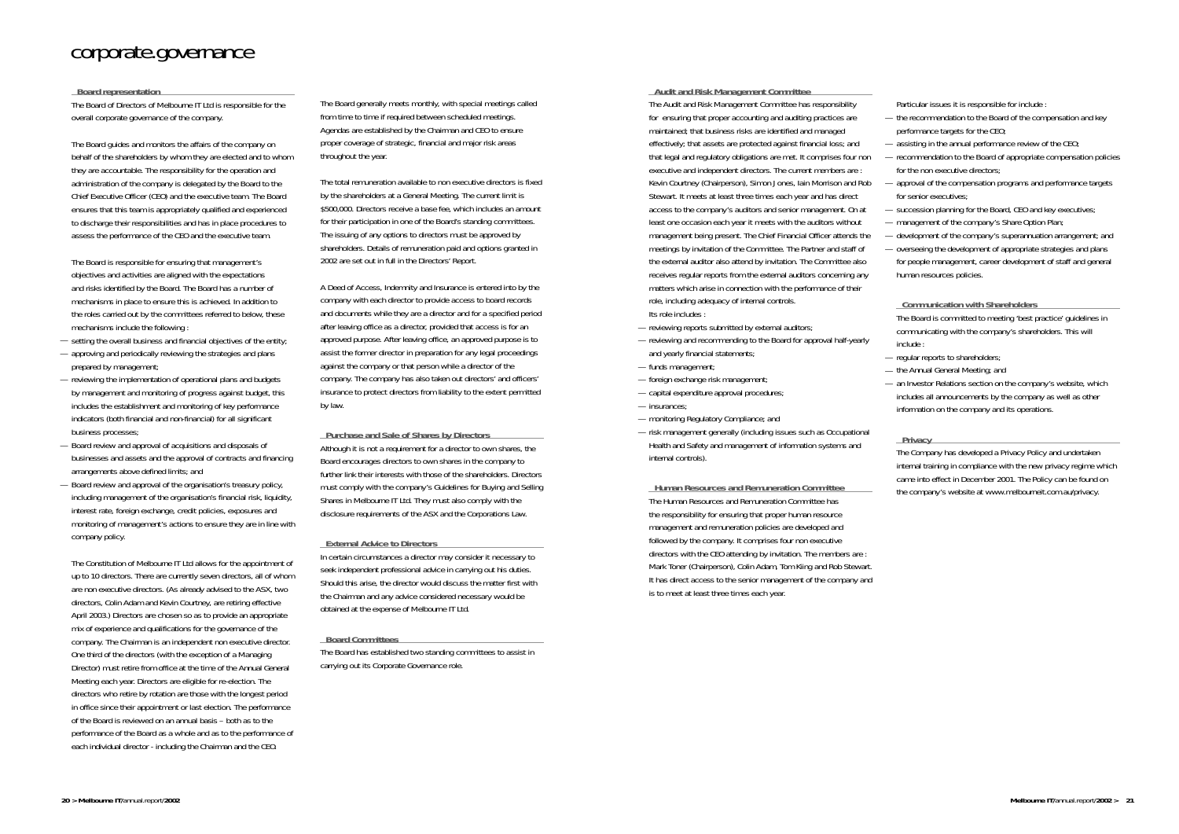# corporate.governance

## Board representation

The Board of Directors of Melbourne IT Ltd is responsible for the overall corporate governance of the company.

The Board guides and monitors the affairs of the company on behalf of the shareholders by whom they are elected and to whom they are accountable. The responsibility for the operation and administration of the company is delegated by the Board to the Chief Executive Officer (CEO) and the executive team. The Board ensures that this team is appropriately qualified and experienced to discharge their responsibilities and has in place procedures to assess the performance of the CEO and the executive team.

The Board is responsible for ensuring that management's objectives and activities are aligned with the expectations and risks identified by the Board. The Board has a number of mechanisms in place to ensure this is achieved. In addition to the roles carried out by the committees referred to below, these mechanisms include the following :

- setting the overall business and financial objectives of the entity;
- approving and periodically reviewing the strategies and plans prepared by management;
- reviewing the implementation of operational plans and budgets by management and monitoring of progress against budget, this includes the establishment and monitoring of key performance indicators (both financial and non-financial) for all significant business processes;
- Board review and approval of acquisitions and disposals of businesses and assets and the approval of contracts and financing arrangements above defined limits; and
- Board review and approval of the organisation's treasury policy, including management of the organisation's financial risk, liquidity, interest rate, foreign exchange, credit policies, exposures and monitoring of management's actions to ensure they are in line with company policy.

The Constitution of Melbourne IT Ltd allows for the appointment of up to 10 directors. There are currently seven directors, all of whom are non executive directors. (As already advised to the ASX, two directors, Colin Adam and Kevin Courtney, are retiring effective April 2003.) Directors are chosen so as to provide an appropriate mix of experience and qualifications for the governance of the company. The Chairman is an independent non executive director. One third of the directors (with the exception of a Managing Director) must retire from office at the time of the Annual General Meeting each year. Directors are eligible for re-election. The directors who retire by rotation are those with the longest period in office since their appointment or last election. The performance of the Board is reviewed on an annual basis – both as to the performance of the Board as a whole and as to the performance of each individual director - including the Chairman and the CEO.

The Board generally meets monthly, with special meetings called from time to time if required between scheduled meetings. Agendas are established by the Chairman and CEO to ensure proper coverage of strategic, financial and major risk areas throughout the year.

The total remuneration available to non executive directors is fixed by the shareholders at a General Meeting. The current limit is $500,000. Directors receive a base fee, which includes an amount for their participation in one of the Board's standing committees. The issuing of any options to directors must be approved by shareholders. Details of remuneration paid and options granted in 2002 are set out in full in the Directors' Report.

A Deed of Access, Indemnity and Insurance is entered into by the company with each director to provide access to board records and documents while they are a director and for a specified period after leaving office as a director, provided that access is for an approved purpose. After leaving office, an approved purpose is to assist the former director in preparation for any legal proceedings against the company or that person while a director of the company. The company has also taken out directors' and officers' insurance to protect directors from liability to the extent permitted by law.

## Purchase and Sale of Shares by Directors

Although it is not a requirement for a director to own shares, the Board encourages directors to own shares in the company to further link their interests with those of the shareholders. Directors must comply with the company's Guidelines for Buying and Selling Shares in Melbourne IT Ltd. They must also comply with the disclosure requirements of the ASX and the Corporations Law.

## External Advice to Directors

In certain circumstances a director may consider it necessary to seek independent professional advice in carrying out his duties. Should this arise, the director would discuss the matter first with the Chairman and any advice considered necessary would be obtained at the expense of Melbourne IT Ltd.

## Board Committees

The Board has established two standing committees to assist in carrying out its Corporate Governance role.

## Audit and Risk Management Committee

The Audit and Risk Management Committee has responsibility for ensuring that proper accounting and auditing practices are maintained; that business risks are identified and managed effectively; that assets are protected against financial loss; and that legal and regulatory obligations are met. It comprises four non executive and independent directors. The current members are : Kevin Courtney (Chairperson), Simon Jones, Iain Morrison and Rob Stewart. It meets at least three times each year and has direct access to the company's auditors and senior management. On at least one occasion each year it meets with the auditors without management being present. The Chief Financial Officer attends the meetings by invitation of the Committee. The Partner and staff of the external auditor also attend by invitation. The Committee also receives regular reports from the external auditors concerning any matters which arise in connection with the performance of their role, including adequacy of internal controls.

Its role includes :

- reviewing reports submitted by external auditors;
- reviewing and recommending to the Board for approval half-yearly and yearly financial statements;
- funds management;
- foreign exchange risk management;
- capital expenditure approval procedures;
- insurances;
- monitoring Regulatory Compliance; and
- risk management generally (including issues such as Occupational Health and Safety and management of information systems and internal controls).

## Human Resources and Remuneration Committee

The Human Resources and Remuneration Committee has the responsibility for ensuring that proper human resource management and remuneration policies are developed and followed by the company. It comprises four non executive directors with the CEO attending by invitation. The members are : Mark Toner (Chairperson), Colin Adam, Tom Kling and Rob Stewart. It has direct access to the senior management of the company and is to meet at least three times each year.

Particular issues it is responsible for include :

- the recommendation to the Board of the compensation and key performance targets for the CEO;
- assisting in the annual performance review of the CEO;
- recommendation to the Board of appropriate compensation policies for the non executive directors;
- approval of the compensation programs and performance targets for senior executives;
- succession planning for the Board, CEO and key executives;
- management of the company's Share Option Plan;
- development of the company's superannuation arrangement; and
- overseeing the development of appropriate strategies and plans for people management, career development of staff and general human resources policies.

## Communication with Shareholders

The Board is committed to meeting 'best practice' guidelines in communicating with the company's shareholders. This will include :

- regular reports to shareholders;
- the Annual General Meeting; and
- an Investor Relations section on the company's website, which includes all announcements by the company as well as other information on the company and its operations.

## Privacy

The Company has developed a Privacy Policy and undertaken internal training in compliance with the new privacy regime which came into effect in December 2001. The Policy can be found on the company's website at www.melbourneit.com.au/privacy.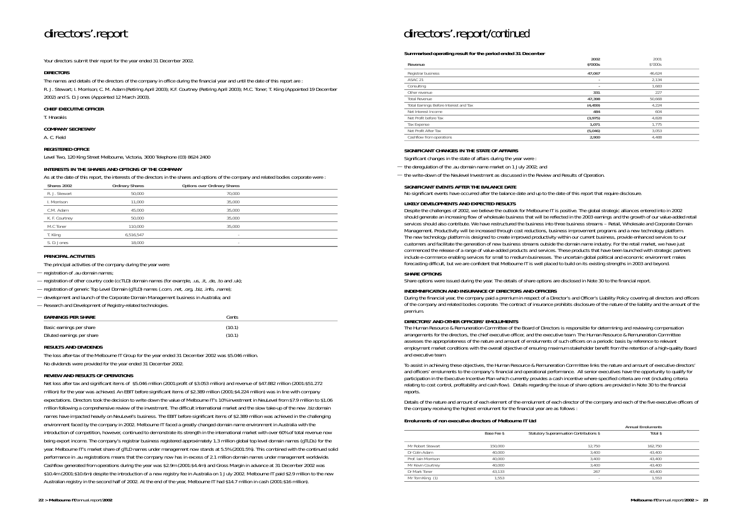# directors'.report

Your directors submit their report for the year ended 31 December 2002.

**DIRECTORS**

The names and details of the directors of the company in office during the financial year and until the date of this report are :

R. J. Stewart; I. Morrison; C. M. Adam (Retiring April 2003); K.F. Courtney (Retiring April 2003); M.C. Toner; T. Kling (Appointed 19 December 2002) and S. D. Jones (Appointed 12 March 2003).

**CHIEF EXECUTIVE OFFICER**

T. Hnarakis

**COMPANY SECRETARY**

A. C. Field

**REGISTERED OFFICE**

Level Two, 120 King Street Melbourne, Victoria, 3000 Telephone (03) 8624 2400

**INTERESTS IN THE SHARES AND OPTIONS OF THE COMPANY**

As at the date of this report, the interests of the directors in the shares and options of the company and related bodies corporate were :

| Shares 2002 | Ordinary Shares | Options over Ordinary Shares |
|---|---|---|
| R. J. Stewart | 50,000 | 70,000 |
| I. Morrison | 11,000 | 35,000 |
| C.M. Adam | 45,000 | 35,000 |
| K. F. Courtney | 50,000 | 35,000 |
| M.C Toner | 110,000 | 35,000 |
| T. Kling | 6,516,547 | - |
| S. D. Jones | 18,000 | - |

**PRINCIPAL ACTIVITIES**

The principal activities of the company during the year were:

- registration of .au domain names;
- registration of other country code (ccTLD) domain names (for example, .us, .it, .de, .to and .uk);
- registration of generic Top Level Domain (gTLD) names (.com, .net, .org, .biz, .info, .name);
- development and launch of the Corporate Domain Management business in Australia; and
- Research and Development of Registry-related technologies.

| EARNINGS PER SHARE | Cents |
|---|---|
| Basic earnings per share | (10.1) |
| Diluted earnings per share | (10.1) |

**RESULTS AND DIVIDENDS**

The loss after-tax of the Melbourne IT Group for the year ended 31 December 2002 was $5.046 million.

No dividends were provided for the year ended 31 December 2002.

**REVIEW AND RESULTS OF OPERATIONS**

Net loss after tax and significant items of $5.046 million (2001:profit of $3.053 million) and revenue of $47.882 million (2001:$51.272 million) for the year was achieved. An EBIT before significant items of $2.389 million (2001:$4.224 million) was in line with company expectations. Directors took the decision to write down the value of Melbourne IT's 10% investment in NeuLevel from $7.9 million to $1.06 million following a comprehensive review of the investment. The difficult international market and the slow take-up of the new .biz domain names have impacted heavily on NeuLevel's business. The EBIT before significant items of $2.389 million was achieved in the challenging environment faced by the company in 2002. Melbourne IT faced a greatly changed domain name environment in Australia with the introduction of competition, however, continued to demonstrate its strength in the international market with over 60% of total revenue now being export income. The company's registrar business registered approximately 1.3 million global top level domain names (gTLDs) for the year. Melbourne IT's market share of gTLD names under management now stands at 5.5% (2001:5%). This combined with the continued solid performance in .au registrations means that the company now has in excess of 2.1 million domain names under management worldwide. Cashflow generated from operations during the year was $2.9m (2001:$4.4m) and Gross Margin in advance at 31 December 2002 was $10.4m (2001:$10.6m) despite the introduction of a new registry fee in Australia on 1 July 2002. Melbourne IT paid $2.9 million to the new Australian registry in the second half of 2002. At the end of the year, Melbourne IT had $14.7 million in cash (2001:$16 million).

# directors'.report/continued

**Summarised operating result for the period ended 31 December**

| Revenue | 2002 $'000s | 2001 $'000s |
|---|---|---|
| Registrar business | 47,067 | 46,624 |
| ASAC 21 | - | 2,134 |
| Consulting | - | 1,683 |
| Other revenue | 331 | 227 |
| Total Revenue | 47,398 | 50,668 |
| Total Earnings Before Interest and Tax | (4,459) | 4,224 |
| Net Interest Income | 484 | 604 |
| Net Profit before Tax | (3,975) | 4,828 |
| Tax Expense | 1,071 | 1,775 |
| Net Profit After Tax | (5,046) | 3,053 |
| Cashflow from operations | 2,900 | 4,488 |

**SIGNIFICANT CHANGES IN THE STATE OF AFFAIRS**

Significant changes in the state of affairs during the year were :

- the deregulation of the .au domain name market on 1 July 2002; and
- the write-down of the Neulevel Investment as discussed in the Review and Results of Operation.

**SIGNIFICANT EVENTS AFTER THE BALANCE DATE**

No significant events have occurred after the balance date and up to the date of this report that require disclosure.

**LIKELY DEVELOPMENTS AND EXPECTED RESULTS**

Despite the challenges of 2002, we believe the outlook for Melbourne IT is positive. The global strategic alliances entered into in 2002 should generate an increasing flow of wholesale business that will be reflected in the 2003 earnings and the growth of our value-added retail services should also contribute. We have restructured the business into three business streams – Retail, Wholesale and Corporate Domain Management. Productivity will be increased through cost reductions, business improvement programs and a new technology platform. The new technology platform is designed to create improved productivity within our current business, provide enhanced services to our customers and facilitate the generation of new business streams outside the domain name industry. For the retail market, we have just commenced the release of a range of value-added products and services. These products that have been launched with strategic partners include e-commerce enabling services for small to medium businesses. The uncertain global political and economic environment makes forecasting difficult, but we are confident that Melbourne IT is well placed to build on its existing strengths in 2003 and beyond.

**SHARE OPTIONS**

Share options were issued during the year. The details of share options are disclosed in Note 30 to the financial report.

**INDEMNIFICATION AND INSURANCE OF DIRECTORS AND OFFICERS**

During the financial year, the company paid a premium in respect of a Director's and Officer's Liability Policy covering all directors and officers of the company and related bodies corporate. The contract of insurance prohibits disclosure of the nature of the liability and the amount of the premium.

**DIRECTORS' AND OTHER OFFICERS' EMOLUMENTS**

The Human Resource & Remuneration Committee of the Board of Directors is responsible for determining and reviewing compensation arrangements for the directors, the chief executive officer, and the executive team. The Human Resource & Remuneration Committee assesses the appropriateness of the nature and amount of emoluments of such officers on a periodic basis by reference to relevant employment market conditions with the overall objective of ensuring maximum stakeholder benefit from the retention of a high-quality Board and executive team.

To assist in achieving these objectives, the Human Resource & Remuneration Committee links the nature and amount of executive directors' and officers' emoluments to the company's financial and operational performance. All senior executives have the opportunity to qualify for participation in the Executive Incentive Plan which currently provides a cash incentive where specified criteria are met (including criteria relating to cost control, profitability and cash flow). Details regarding the issue of share options are provided in Note 30 to the financial reports.

Details of the nature and amount of each element of the emolument of each director of the company and each of the five executive officers of the company receiving the highest emolument for the financial year are as follows :

**Emoluments of non executive directors of Melbourne IT Ltd**

| | | | Annual Emoluments |
|---|---|---|---|
| | Base Fee $ | Statutory Superannuation Contributions $ | Total $ |
| Mr Robert Stewart | 150,000 | 12,750 | 162,750 |
| Dr Colin Adam | 40,000 | 3,400 | 43,400 |
| Prof. Iain Morrison | 40,000 | 3,400 | 43,400 |
| Mr Kevin Courtney | 40,000 | 3,400 | 43,400 |
| Dr Mark Toner | 43,133 | 267 | 43,400 |
| Mr Tom Kling (1) | 1,553 | - | 1,553 |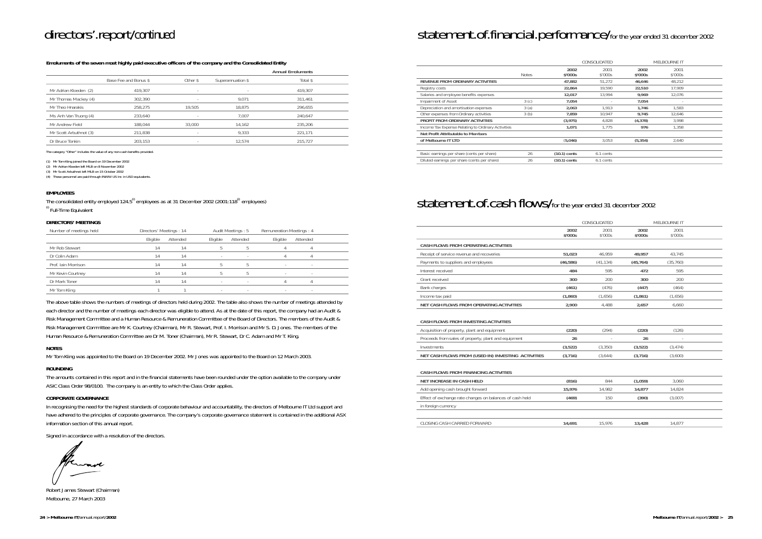# directors'.report/continued

**Emoluments of the seven most highly paid executive officers of the company and the Consolidated Entity**

| | | | | Annual Emoluments |
|---|---|---|---|---|
| | Base Fee and Bonus $ | Other $ | Superannuation $ | Total $ |
| Mr Adrian Kloeden (2) | 419,307 | - | - | 419,307 |
| Mr Thomas Mackey (4) | 302,390 | - | 9,071 | 311,461 |
| Mr Theo Hnarakis | 258,275 | 19,505 | 18,875 | 296,655 |
| Ms Anh Van Truong (4) | 233,640 | - | 7,007 | 240,647 |
| Mr Andrew Field | 188,044 | 33,000 | 14,162 | 235,206 |
| Mr Scott Arbuthnot (3) | 211,838 | - | 9,333 | 221,171 |
| Dr Bruce Tonkin | 203,153 | - | 12,574 | 215,727 |

The category "Other" includes the value of any non-cash benefits provided.

(1) Mr Tom Kiing joined the Board on 19 December 2002
(2) Mr Adrian Kloeden left MLB on 8 November 2002
(3) Mr Scott Arbuthnot left MLB on 15 October 2002
(4) These personnel are paid through INWW US Inc in USD equivalents.

**EMPLOYEES**

The consolidated entity employed 124.5[(i)] employees as at 31 December 2002 (2001:118[(i)] employees)

[(i)] Full-Time Equivalent

**DIRECTORS' MEETINGS**

| Number of meetings held | Directors' Meetings : 14 | | Audit Meetings : 5 | | Remuneration Meetings : 4 | |
|---|---|---|---|---|---|---|
| | Eligible | Attended | Eligible | Attended | Eligible | Attended |
| Mr Rob Stewart | 14 | 14 | 5 | 5 | 4 | 4 |
| Dr Colin Adam | 14 | 14 | - | - | 4 | 4 |
| Prof. Iain Morrison | 14 | 14 | 5 | 5 | - | - |
| Mr Kevin Courtney | 14 | 14 | 5 | 5 | - | - |
| Dr Mark Toner | 14 | 14 | - | - | 4 | 4 |
| Mr Tom Kiing | 1 | 1 | - | - | - | - |

The above table shows the numbers of meetings of directors held during 2002. The table also shows the number of meetings attended by each director and the number of meetings each director was eligible to attend. As at the date of this report, the company had an Audit & Risk Management Committee and a Human Resource & Remuneration Committee of the Board of Directors. The members of the Audit & Risk Management Committee are Mr K. Courtney (Chairman), Mr R. Stewart, Prof. I. Morrison and Mr S. D. Jones. The members of the Human Resource & Remuneration Committee are Dr M. Toner (Chairman), Mr R. Stewart, Dr C. Adam and Mr T. Kiing.

**NOTES**

Mr Tom Kiing was appointed to the Board on 19 December 2002. Mr Jones was appointed to the Board on 12 March 2003.

**ROUNDING**

The amounts contained in this report and in the financial statements have been rounded under the option available to the company under ASIC Class Order 98/0100. The company is an entity to which the Class Order applies.

**CORPORATE GOVERNANCE**

In recognising the need for the highest standards of corporate behaviour and accountability, the directors of Melbourne IT Ltd support and have adhered to the principles of corporate governance. The company's corporate governance statement is contained in the additional ASX information section of this annual report.

Signed in accordance with a resolution of the directors.

Robert James Stewart (Chairman)
Melbourne, 27 March 2003

# statement.of.financial.performance/for the year ended 31 december 2002

| | | CONSOLIDATED | | MELBOURNE IT | |
|---|---|---|---|---|---|
| | Notes | **2002 $'000s** | 2001 $'000s | **2002 $'000s** | 2001 $'000s |
| **REVENUE FROM ORDINARY ACTIVITIES** | | **47,882** | 51,272 | **46,646** | 48,212 |
| Registry costs | | **22,864** | 19,590 | **22,510** | 17,909 |
| Salaries and employee benefits expenses | | **12,017** | 13,994 | **9,969** | 12,076 |
| Impairment of Asset | 3 (c) | **7,054** | - | **7,054** | - |
| Depreciation and amortisation expenses | 3 (a) | **2,063** | 1,913 | **1,746** | 1,583 |
| Other expenses from Ordinary activities | 3 (b) | **7,859** | 10,947 | **9,745** | 12,646 |
| **PROFIT FROM ORDINARY ACTIVITIES** | | **(3,975)** | 4,828 | **(4,378)** | 3,998 |
| Income Tax Expense Relating to Ordinary Activities | | **1,071** | 1,775 | **976** | 1,358 |
| **Net Profit Attributable to Members of Melbourne IT LTD** | | **(5,046)** | 3,053 | **(5,354)** | 2,640 |
| Basic earnings per share (cents per share) | 26 | **(10.1) cents** | 6.1 cents | | |
| Diluted earnings per share (cents per share) | 26 | **(10.1) cents** | 6.1 cents | | |

# statement.of.cash flows/for the year ended 31 december 2002

| | CONSOLIDATED | | MELBOURNE IT | |
|---|---|---|---|---|
| | **2002 $'000s** | 2001 $'000s | **2002 $'000s** | 2001 $'000s |
| **CASH FLOWS FROM OPERATING ACTIVITIES** | | | | |
| Receipt of service revenue and recoveries | **51,023** | 46,959 | **49,957** | 43,745 |
| Payments to suppliers and employees | **(46,586)** | (41,134) | **(45,764)** | (35,760) |
| Interest received | **484** | 595 | **472** | 595 |
| Grant received | **300** | 200 | **300** | 200 |
| Bank charges | **(461)** | (476) | **(447)** | (464) |
| Income tax paid | **(1,860)** | (1,656) | **(1,861)** | (1,656) |
| **NET CASH FLOWS FROM OPERATING ACTIVITIES** | **2,900** | 4,488 | **2,657** | 6,660 |
| **CASH FLOWS FROM INVESTING ACTIVITIES** | | | | |
| Acquisition of property, plant and equipment | **(220)** | (294) | **(220)** | (126) |
| Proceeds from sales of property, plant and equipment | **26** | - | **26** | - |
| Investments | **(3,522)** | (3,350) | **(3,522)** | (3,474) |
| **NET CASH FLOWS FROM (USED IN) INVESTING ACTIVITIES** | **(3,716)** | (3,644) | **(3,716)** | (3,600) |
| **CASH FLOWS FROM FINANCING ACTIVITIES** | | | | |
| **NET INCREASE IN CASH HELD** | **(816)** | 844 | **(1,059)** | 3,060 |
| Add opening cash brought forward | **15,976** | 14,982 | **14,877** | 14,824 |
| Effect of exchange rate changes on balances of cash held in foreign currency | **(469)** | 150 | **(390)** | (3,007) |
| CLOSING CASH CARRIED FORWARD | **14,691** | 15,976 | **13,428** | 14,877 |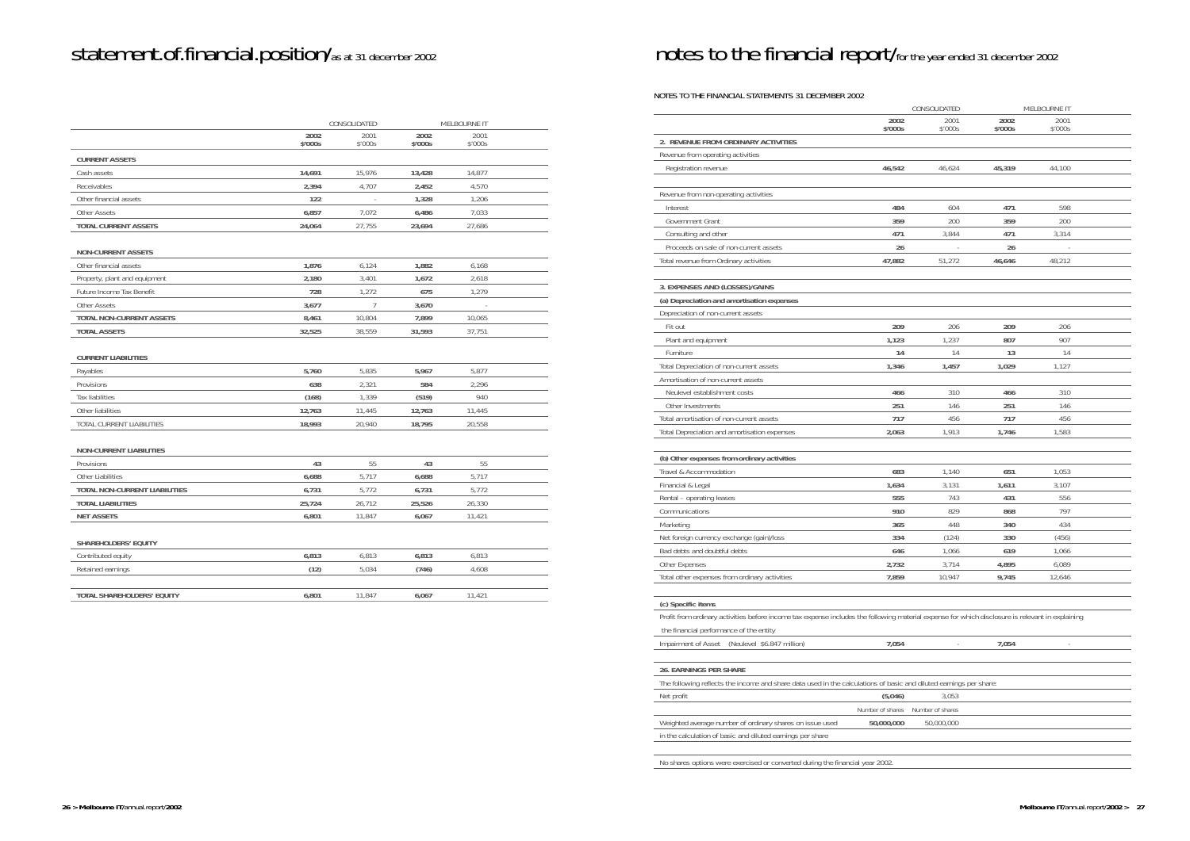# statement.of.financial.position/as at 31 december 2002

| | CONSOLIDATED | | MELBOURNE IT | |
|---|---|---|---|---|
| | **2002 $'000s** | 2001 $'000s | **2002 $'000s** | 2001 $'000s |
| **CURRENT ASSETS** | | | | |
| Cash assets | **14,691** | 15,976 | **13,428** | 14,877 |
| Receivables | **2,394** | 4,707 | **2,452** | 4,570 |
| Other financial assets | **122** | - | **1,328** | 1,206 |
| Other Assets | **6,857** | 7,072 | **6,486** | 7,033 |
| **TOTAL CURRENT ASSETS** | **24,064** | 27,755 | **23,694** | 27,686 |
| **NON-CURRENT ASSETS** | | | | |
| Other financial assets | **1,876** | 6,124 | **1,882** | 6,168 |
| Property, plant and equipment | **2,180** | 3,401 | **1,672** | 2,618 |
| Future Income Tax Benefit | **728** | 1,272 | **675** | 1,279 |
| Other Assets | **3,677** | 7 | **3,670** | - |
| **TOTAL NON-CURRENT ASSETS** | **8,461** | 10,804 | **7,899** | 10,065 |
| **TOTAL ASSETS** | **32,525** | 38,559 | **31,593** | 37,751 |
| **CURRENT LIABILITIES** | | | | |
| Payables | **5,760** | 5,835 | **5,967** | 5,877 |
| Provisions | **638** | 2,321 | **584** | 2,296 |
| Tax liabilities | **(168)** | 1,339 | **(519)** | 940 |
| Other liabilities | **12,763** | 11,445 | **12,763** | 11,445 |
| TOTAL CURRENT LIABILITIES | **18,993** | 20,940 | **18,795** | 20,558 |
| **NON-CURRENT LIABILITIES** | | | | |
| Provisions | **43** | 55 | **43** | 55 |
| Other Liabilities | **6,688** | 5,717 | **6,688** | 5,717 |
| **TOTAL NON-CURRENT LIABILITIES** | **6,731** | 5,772 | **6,731** | 5,772 |
| **TOTAL LIABILITIES** | **25,724** | 26,712 | **25,526** | 26,330 |
| **NET ASSETS** | **6,801** | 11,847 | **6,067** | 11,421 |
| **SHAREHOLDERS' EQUITY** | | | | |
| Contributed equity | **6,813** | 6,813 | **6,813** | 6,813 |
| Retained earnings | **(12)** | 5,034 | **(746)** | 4,608 |
| **TOTAL SHAREHOLDERS' EQUITY** | **6,801** | 11,847 | **6,067** | 11,421 |

# notes to the financial report/for the year ended 31 december 2002

NOTES TO THE FINANCIAL STATEMENTS 31 DECEMBER 2002

| | CONSOLIDATED | | MELBOURNE IT | |
|---|---|---|---|---|
| | **2002 $'000s** | 2001 $'000s | **2002 $'000s** | 2001 $'000s |
| **2. REVENUE FROM ORDINARY ACTIVITIES** | | | | |
| Revenue from operating activities | | | | |
| Registration revenue | **46,542** | 46,624 | **45,319** | 44,100 |
| Revenue from non-operating activities | | | | |
| Interest | **484** | 604 | **471** | 598 |
| Government Grant | **359** | 200 | **359** | 200 |
| Consulting and other | **471** | 3,844 | **471** | 3,314 |
| Proceeds on sale of non-current assets | **26** | - | **26** | - |
| Total revenue from Ordinary activities | **47,882** | 51,272 | **46,646** | 48,212 |
| **3. EXPENSES AND (LOSSES)/GAINS** | | | | |
| **(a) Depreciation and amortisation expenses** | | | | |
| Depreciation of non-current assets | | | | |
| Fit out | **209** | 206 | **209** | 206 |
| Plant and equipment | **1,123** | 1,237 | **807** | 907 |
| Furniture | **14** | 14 | **13** | 14 |
| Total Depreciation of non-current assets | **1,346** | **1,457** | **1,029** | 1,127 |
| Amortisation of non-current assets | | | | |
| Neulevel establishment costs | **466** | 310 | **466** | 310 |
| Other Investments | **251** | 146 | **251** | 146 |
| Total amortisation of non-current assets | **717** | 456 | **717** | 456 |
| Total Depreciation and amortisation expenses | **2,063** | 1,913 | **1,746** | 1,583 |
| **(b) Other expenses from ordinary activities** | | | | |
| Travel & Accommodation | **683** | 1,140 | **651** | 1,053 |
| Financial & Legal | **1,634** | 3,131 | **1,611** | 3,107 |
| Rental – operating leases | **555** | 743 | **431** | 556 |
| Communications | **910** | 829 | **868** | 797 |
| Marketing | **365** | 448 | **340** | 434 |
| Net foreign currency exchange (gain)/loss | **334** | (124) | **330** | (456) |
| Bad debts and doubtful debts | **646** | 1,066 | **619** | 1,066 |
| Other Expenses | **2,732** | 3,714 | **4,895** | 6,089 |
| Total other expenses from ordinary activities | **7,859** | 10,947 | **9,745** | 12,646 |

**(c) Specific items**

Profit from ordinary activities before income tax expense includes the following material expense for which disclosure is relevant in explaining the financial performance of the entity

| | CONSOLIDATED 2002 | CONSOLIDATED 2001 | MELBOURNE IT 2002 | MELBOURNE IT 2001 |
|---|---|---|---|---|
| Impairment of Asset (Neulevel $6.847 million) | **7,054** | - | **7,054** | - |

**26. EARNINGS PER SHARE**

The following reflects the income and share data used in the calculations of basic and diluted earnings per share:

| | 2002 | 2001 |
|---|---|---|
| Net profit | **(5,046)** | 3,053 |
| | Number of shares | Number of shares |
| Weighted average number of ordinary shares on issue used in the calculation of basic and diluted earnings per share | **50,000,000** | 50,000,000 |

No shares options were exercised or converted during the financial year 2002.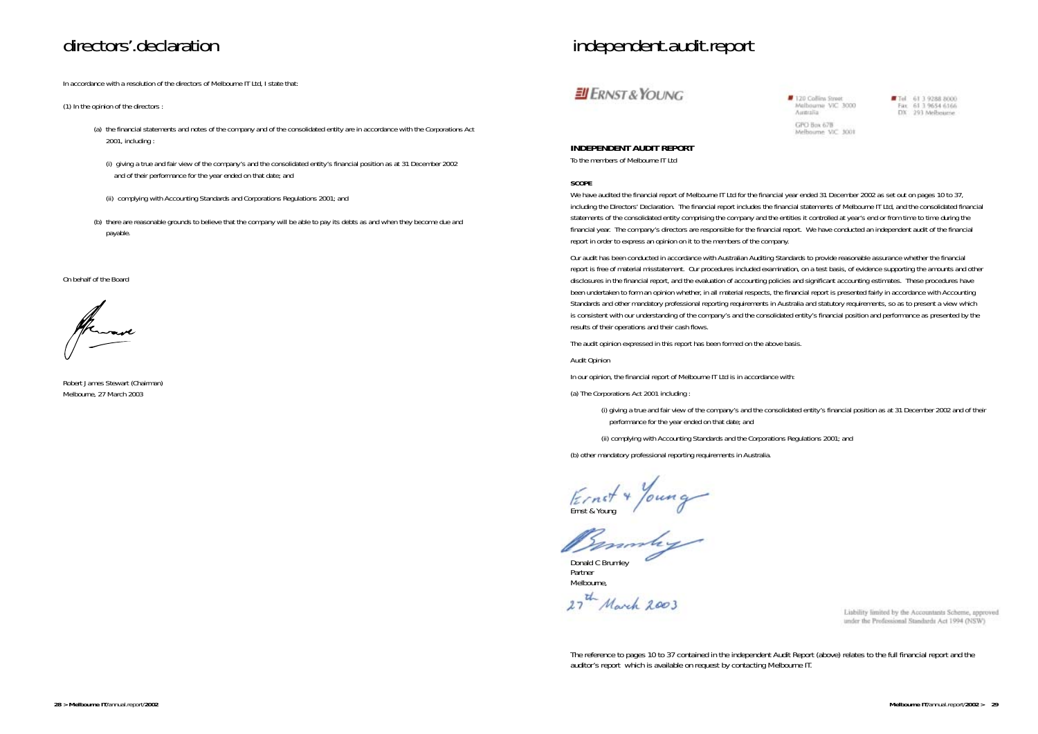# directors'.declaration

In accordance with a resolution of the directors of Melbourne IT Ltd, I state that:

(1) In the opinion of the directors :

(a) the financial statements and notes of the company and of the consolidated entity are in accordance with the Corporations Act 2001, including :

(i) giving a true and fair view of the company's and the consolidated entity's financial position as at 31 December 2002 and of their performance for the year ended on that date; and

(ii) complying with Accounting Standards and Corporations Regulations 2001; and

(b) there are reasonable grounds to believe that the company will be able to pay its debts as and when they become due and payable.

On behalf of the Board

Robert James Stewart (Chairman)
Melbourne, 27 March 2003

# independent.audit.report

ERNST & YOUNG

120 Collins Street
Melbourne VIC 3000
Australia
GPO Box 67B
Melbourne VIC 3001

Tel 61 3 9288 8000
Fax 61 3 9654 6166
DX 293 Melbourne

**INDEPENDENT AUDIT REPORT**

To the members of Melbourne IT Ltd

**SCOPE**

We have audited the financial report of Melbourne IT Ltd for the financial year ended 31 December 2002 as set out on pages 10 to 37, including the Directors' Declaration. The financial report includes the financial statements of Melbourne IT Ltd, and the consolidated financial statements of the consolidated entity comprising the company and the entities it controlled at year's end or from time to time during the financial year. The company's directors are responsible for the financial report. We have conducted an independent audit of the financial report in order to express an opinion on it to the members of the company.

Our audit has been conducted in accordance with Australian Auditing Standards to provide reasonable assurance whether the financial report is free of material misstatement. Our procedures included examination, on a test basis, of evidence supporting the amounts and other disclosures in the financial report, and the evaluation of accounting policies and significant accounting estimates. These procedures have been undertaken to form an opinion whether, in all material respects, the financial report is presented fairly in accordance with Accounting Standards and other mandatory professional reporting requirements in Australia and statutory requirements, so as to present a view which is consistent with our understanding of the company's and the consolidated entity's financial position and performance as presented by the results of their operations and their cash flows.

The audit opinion expressed in this report has been formed on the above basis.

Audit Opinion

In our opinion, the financial report of Melbourne IT Ltd is in accordance with:

(a) The Corporations Act 2001 including :

(i) giving a true and fair view of the company's and the consolidated entity's financial position as at 31 December 2002 and of their performance for the year ended on that date; and

(ii) complying with Accounting Standards and the Corporations Regulations 2001; and

(b) other mandatory professional reporting requirements in Australia.

Ernst & Young

Donald C Brumley
Partner
Melbourne,
27th March 2003

Liability limited by the Accountants Scheme, approved under the Professional Standards Act 1994 (NSW)

The reference to pages 10 to 37 contained in the independent Audit Report (above) relates to the full financial report and the auditor's report which is available on request by contacting Melbourne IT.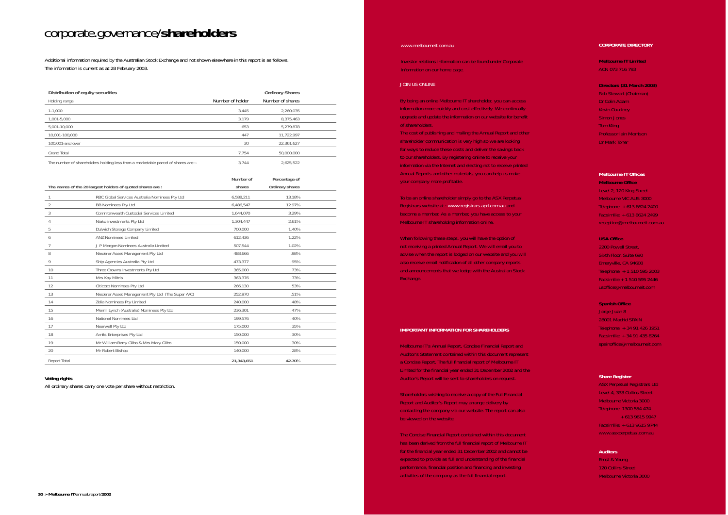# corporate.governance/**shareholders**

Additional information required by the Australian Stock Exchange and not shown elsewhere in this report is as follows.
The information is current as at 28 February 2003.

| **Distribution of equity securities** | | **Ordinary Shares** |
|---|---|---|
| Holding range | Number of holder | Number of shares |
| 1-1,000 | 3,445 | 2,260,035 |
| 1,001-5,000 | 3,179 | 8,375,463 |
| 5,001-10,000 | 653 | 5,279,878 |
| 10,001-100,000 | 447 | 11,722,997 |
| 100,001-and over | 30 | 22,361,627 |
| Grand Total | 7,754 | 50,000,000 |
| The number of shareholders holding less than a marketable parcel of shares are :- | 3,744 | 2,625,522 |

| | **The names of the 20 largest holders of quoted shares are :** | **Number of shares** | **Percentage of Ordinary shares** |
|---|---|---|---|
| 1 | RBC Global Services Australia Nominees Pty Ltd | 6,588,211 | 13.18% |
| 2 | BB Nominees Pty Ltd | 6,486,547 | 12.97% |
| 3 | Commonwealth Custodial Services Limited | 1,644,070 | 3.29% |
| 4 | Niako investments Pty Ltd | 1,304,447 | 2.61% |
| 5 | Dulwich Storage Company Limited | 700,000 | 1.40% |
| 6 | ANZ Nominees Limited | 612,436 | 1.22% |
| 7 | J P Morgan Nominees Australia Limited | 507,544 | 1.02% |
| 8 | Niederer Asset Management Pty Ltd | 488,666 | .98% |
| 9 | Ship Agencies Australia Pty Ltd | 473,377 | . 95% |
| 10 | Three Crowns Investments Pty Ltd | 365,000 | . 73% |
| 11 | Mrs Kay Mitris | 363,376 | . 73% |
| 12 | Citicorp Nominees Pty Ltd | 266,130 | . 53% |
| 13 | Niederer Asset Management Pty Ltd (The Super A/C) | 252,970 | .51% |
| 14 | Zelia Nominees Pty Limited | 240,000 | . 48% |
| 15 | Merrill Lynch (Australia) Nominees Pty Ltd | 236,301 | . 47% |
| 16 | National Nominees Ltd | 199,576 | . 40% |
| 17 | Nearwell Pty Ltd | 175,000 | . 35% |
| 18 | Amits Enterprises Pty Ltd | 150,000 | . 30% |
| 19 | Mr William Barry Gilbo & Mrs Mary Gilbo | 150,000 | . 30% |
| 20 | Mr Robert Bishop | 140,000 | . 28% |
| Report Total | | **21,343,651** | **42.70**% |

**Voting rights**

All ordinary shares carry one vote per share without restriction.

www.melbourneit.com.au

Investor relations information can be found under Corporate Information on our home page.

JOIN US ONLINE

By being an online Melbourne IT shareholder, you can access information more quickly and cost effectively. We continually upgrade and update the information on our website for benefit of shareholders.

The cost of publishing and mailing the Annual Report and other shareholder communication is very high so we are looking for ways to reduce these costs and deliver the savings back to our shareholders. By registering online to receive your information via the Internet and electing not to receive printed Annual Reports and other materials, you can help us make your company more profitable.

To be an online shareholder simply go to the ASX Perpetual Registrars website at : www.registrars.aprl.com.au and become a member. As a member, you have access to your Melbourne IT shareholding information online.

When following these steps, you will have the option of not receiving a printed Annual Report. We will email you to advise when the report is lodged on our website and you will also receive email notification of all other company reports and announcements that we lodge with the Australian Stock Exchange.

**IMPORTANT INFORMATION FOR SHAREHOLDERS**

Melbourne IT's Annual Report, Concise Financial Report and Auditor's Statement contained within this document represent a Concise Report. The full financial report of Melbourne IT Limited for the financial year ended 31 December 2002 and the Auditor's Report will be sent to shareholders on request.

Shareholders wishing to receive a copy of the Full Financial Report and Auditor's Report may arrange delivery by contacting the company via our website. The report can also be viewed on the website.

The Concise Financial Report contained within this document has been derived from the full financial report of Melbourne IT for the financial year ended 31 December 2002 and cannot be expected to provide as full and understanding of the financial performance, financial position and financing and investing activities of the company as the full financial report.

**CORPORATE DIRECTORY**

**Melbourne IT Limited**
ACN 073 716 793

**Directors (31 March 2003)**
Rob Stewart (Chairman)
Dr Colin Adam
Kevin Courtney
Simon Jones
Tom Kling
Professor Iain Morrison
Dr Mark Toner

**Melbourne IT Offices**

**Melbourne Office**
Level 2, 120 King Street
Melbourne VIC AUS 3000
Telephone: + 613 8624 2400
Facsimile: + 613 8624 2499
reception@melbourneit.com.au

**USA Office**
2200 Powell Street,
Sixth Floor, Suite 690
Emeryville, CA 94608
Telephone: + 1 510 595 2003
Facsimile: + 1 510 595 2446
usoffice@melbourneit.com

**Spanish Office**
Jorge Juan 8
28001 Madrid SPAIN
Telephone: + 34 91 426 1951
Facsimile: + 34 91 435 8264
spainoffice@melbourneit.com

**Share Register**
ASX Perpetual Registrars Ltd
Level 4, 333 Collins Street
Melbourne Victoria 3000
Telephone: 1300 554 474
+ 613 9615 9947
Facsimile: + 613 9615 9744
www.asxperpetual.com.au

**Auditors**
Ernst & Young
120 Collins Street
Melbourne Victoria 3000